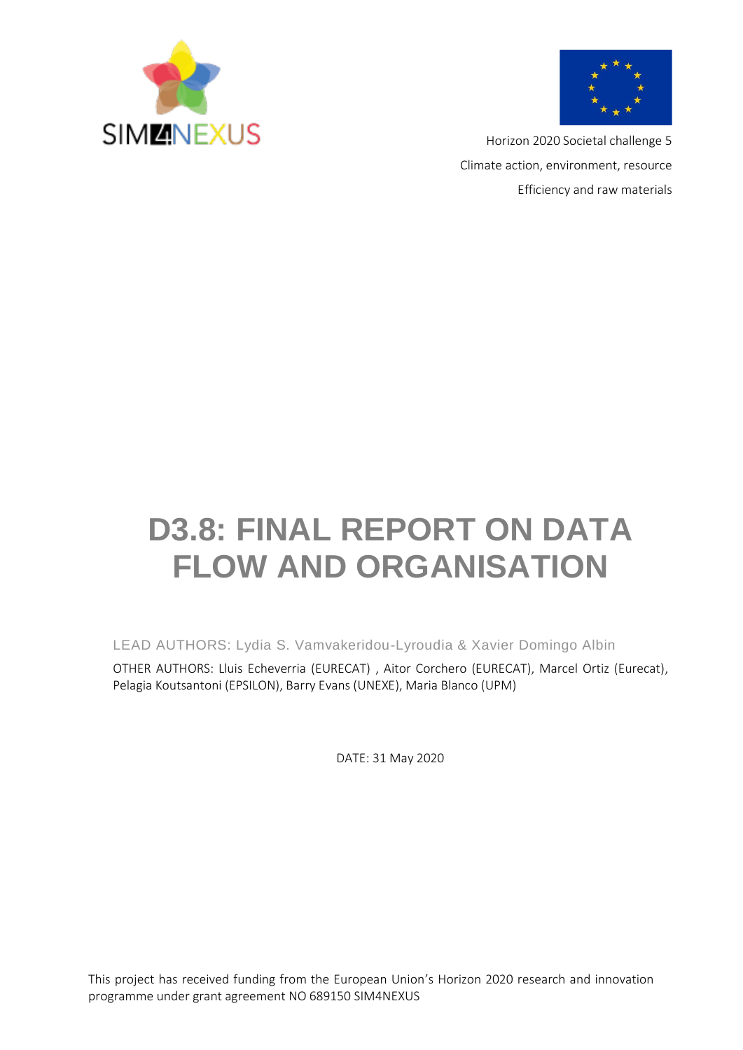SIM4NEXUS

Horizon 2020 Societal challenge 5

Climate action, environment, resource

Efficiency and raw materials

# D3.8: FINAL REPORT ON DATA FLOW AND ORGANISATION

LEAD AUTHORS: Lydia S. Vamvakeridou-Lyroudia & Xavier Domingo Albin

OTHER AUTHORS: Lluis Echeverria (EURECAT) , Aitor Corchero (EURECAT), Marcel Ortiz (Eurecat), Pelagia Koutsantoni (EPSILON), Barry Evans (UNEXE), Maria Blanco (UPM)

DATE: 31 May 2020

This project has received funding from the European Union's Horizon 2020 research and innovation programme under grant agreement NO 689150 SIM4NEXUS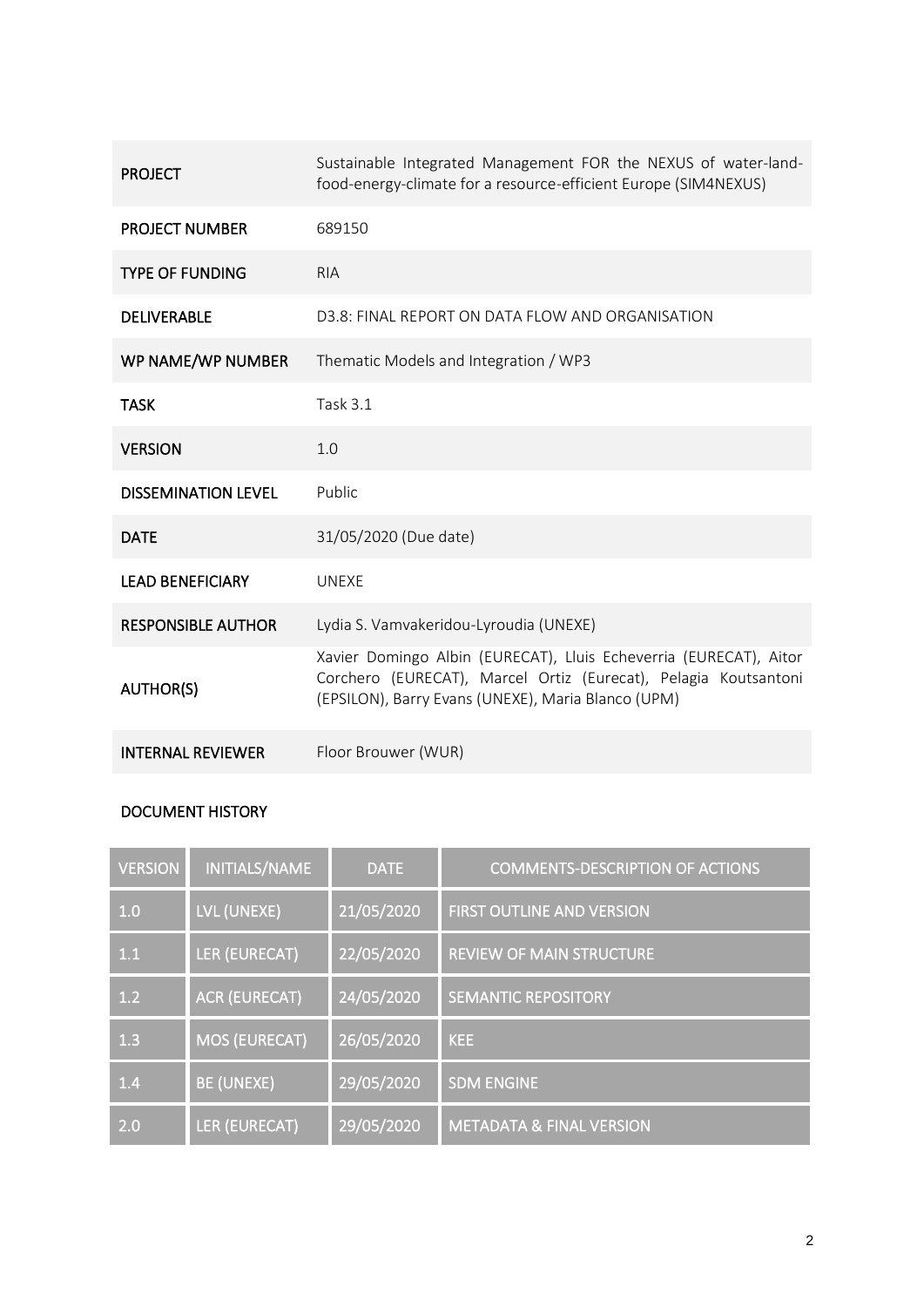| | |
|---|---|
| **PROJECT** | Sustainable Integrated Management FOR the NEXUS of water-land-food-energy-climate for a resource-efficient Europe (SIM4NEXUS) |
| **PROJECT NUMBER** | 689150 |
| **TYPE OF FUNDING** | RIA |
| **DELIVERABLE** | D3.8: FINAL REPORT ON DATA FLOW AND ORGANISATION |
| **WP NAME/WP NUMBER** | Thematic Models and Integration / WP3 |
| **TASK** | Task 3.1 |
| **VERSION** | 1.0 |
| **DISSEMINATION LEVEL** | Public |
| **DATE** | 31/05/2020 (Due date) |
| **LEAD BENEFICIARY** | UNEXE |
| **RESPONSIBLE AUTHOR** | Lydia S. Vamvakeridou-Lyroudia (UNEXE) |
| **AUTHOR(S)** | Xavier Domingo Albin (EURECAT), Lluis Echeverria (EURECAT), Aitor Corchero (EURECAT), Marcel Ortiz (Eurecat), Pelagia Koutsantoni (EPSILON), Barry Evans (UNEXE), Maria Blanco (UPM) |
| **INTERNAL REVIEWER** | Floor Brouwer (WUR) |

**DOCUMENT HISTORY**

| VERSION | INITIALS/NAME | DATE | COMMENTS-DESCRIPTION OF ACTIONS |
|---|---|---|---|
| 1.0 | LVL (UNEXE) | 21/05/2020 | FIRST OUTLINE AND VERSION |
| 1.1 | LER (EURECAT) | 22/05/2020 | REVIEW OF MAIN STRUCTURE |
| 1.2 | ACR (EURECAT) | 24/05/2020 | SEMANTIC REPOSITORY |
| 1.3 | MOS (EURECAT) | 26/05/2020 | KEE |
| 1.4 | BE (UNEXE) | 29/05/2020 | SDM ENGINE |
| 2.0 | LER (EURECAT) | 29/05/2020 | METADATA & FINAL VERSION |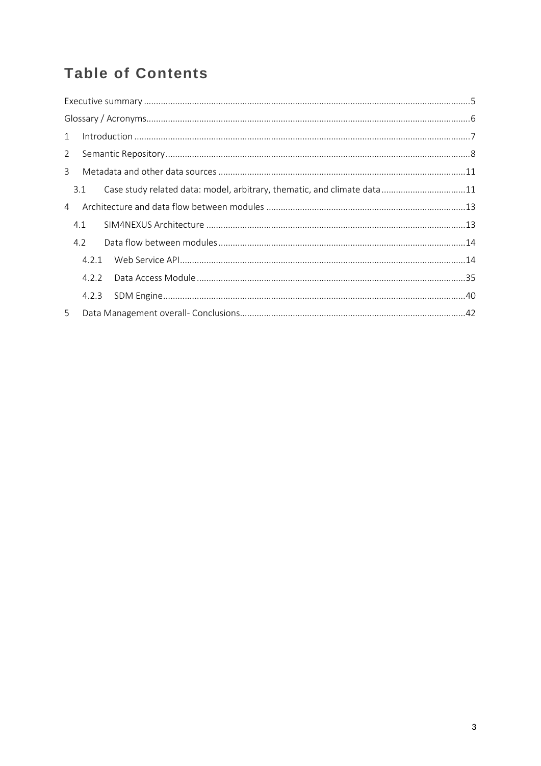# Table of Contents

- Executive summary ..... 5
- Glossary / Acronyms ..... 6
- 1 Introduction ..... 7
- 2 Semantic Repository ..... 8
- 3 Metadata and other data sources ..... 11
  - 3.1 Case study related data: model, arbitrary, thematic, and climate data ..... 11
- 4 Architecture and data flow between modules ..... 13
  - 4.1 SIM4NEXUS Architecture ..... 13
  - 4.2 Data flow between modules ..... 14
    - 4.2.1 Web Service API ..... 14
    - 4.2.2 Data Access Module ..... 35
    - 4.2.3 SDM Engine ..... 40
- 5 Data Management overall- Conclusions ..... 42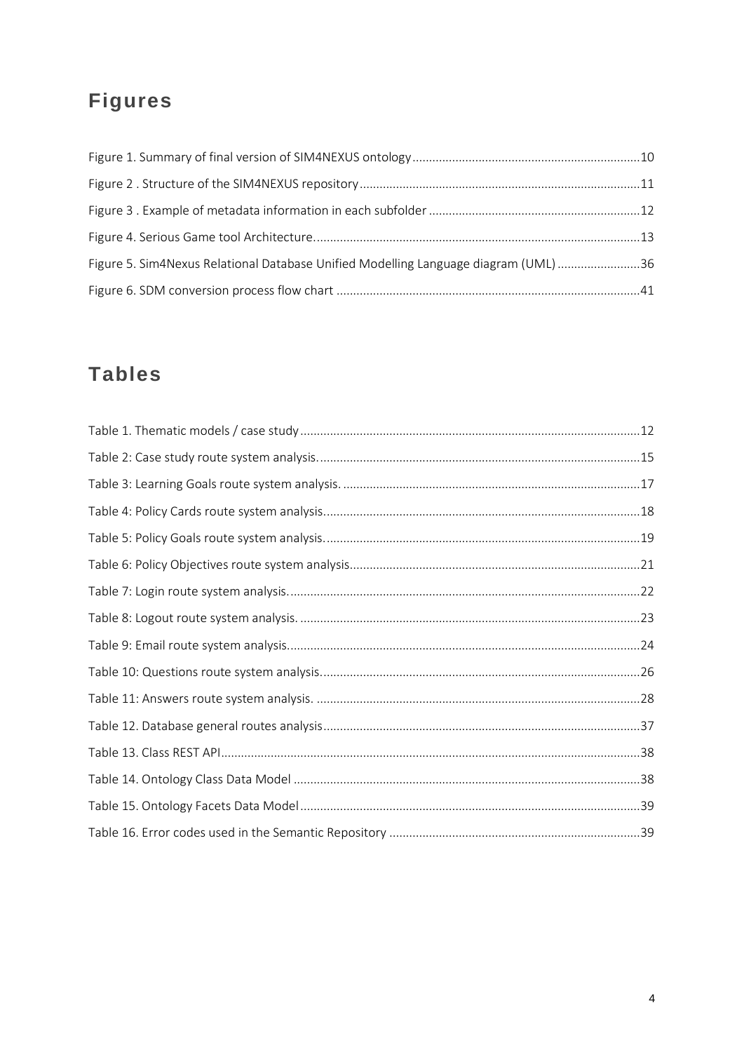## Figures

Figure 1. Summary of final version of SIM4NEXUS ontology....................................................................10

Figure 2 . Structure of the SIM4NEXUS repository....................................................................................11

Figure 3 . Example of metadata information in each subfolder ...............................................................12

Figure 4. Serious Game tool Architecture..................................................................................................13

Figure 5. Sim4Nexus Relational Database Unified Modelling Language diagram (UML).........................36

Figure 6. SDM conversion process flow chart ...........................................................................................41

## Tables

Table 1. Thematic models / case study......................................................................................................12

Table 2: Case study route system analysis.................................................................................................15

Table 3: Learning Goals route system analysis. .........................................................................................17

Table 4: Policy Cards route system analysis...............................................................................................18

Table 5: Policy Goals route system analysis...............................................................................................19

Table 6: Policy Objectives route system analysis.......................................................................................21

Table 7: Login route system analysis..........................................................................................................22

Table 8: Logout route system analysis. ......................................................................................................23

Table 9: Email route system analysis..........................................................................................................24

Table 10: Questions route system analysis.................................................................................................26

Table 11: Answers route system analysis. .................................................................................................28

Table 12. Database general routes analysis...............................................................................................37

Table 13. Class REST API.............................................................................................................................38

Table 14. Ontology Class Data Model ........................................................................................................38

Table 15. Ontology Facets Data Model ......................................................................................................39

Table 16. Error codes used in the Semantic Repository ...........................................................................39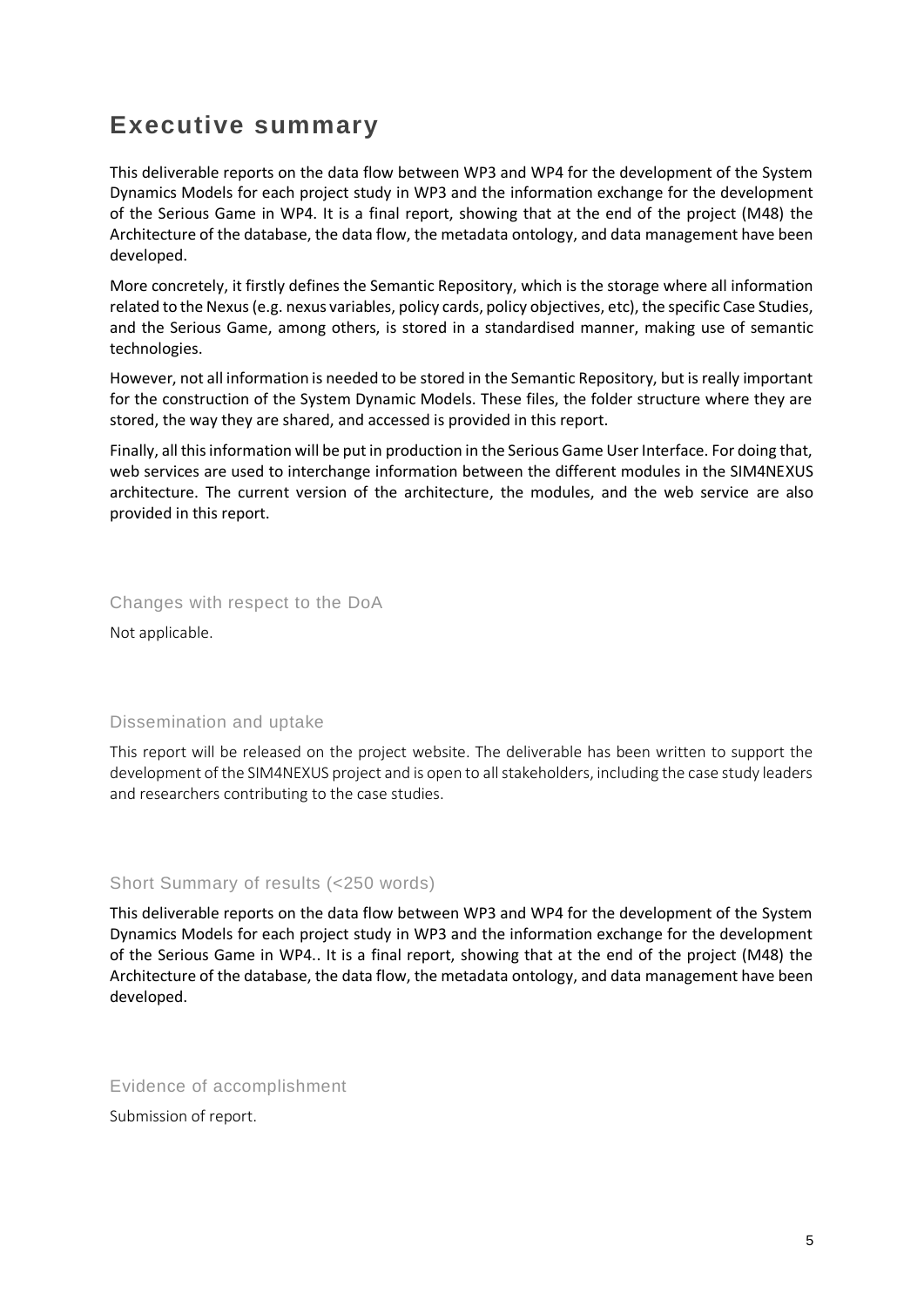# Executive summary

This deliverable reports on the data flow between WP3 and WP4 for the development of the System Dynamics Models for each project study in WP3 and the information exchange for the development of the Serious Game in WP4. It is a final report, showing that at the end of the project (M48) the Architecture of the database, the data flow, the metadata ontology, and data management have been developed.

More concretely, it firstly defines the Semantic Repository, which is the storage where all information related to the Nexus (e.g. nexus variables, policy cards, policy objectives, etc), the specific Case Studies, and the Serious Game, among others, is stored in a standardised manner, making use of semantic technologies.

However, not all information is needed to be stored in the Semantic Repository, but is really important for the construction of the System Dynamic Models. These files, the folder structure where they are stored, the way they are shared, and accessed is provided in this report.

Finally, all this information will be put in production in the Serious Game User Interface. For doing that, web services are used to interchange information between the different modules in the SIM4NEXUS architecture. The current version of the architecture, the modules, and the web service are also provided in this report.

## Changes with respect to the DoA

Not applicable.

## Dissemination and uptake

This report will be released on the project website. The deliverable has been written to support the development of the SIM4NEXUS project and is open to all stakeholders, including the case study leaders and researchers contributing to the case studies.

## Short Summary of results (<250 words)

This deliverable reports on the data flow between WP3 and WP4 for the development of the System Dynamics Models for each project study in WP3 and the information exchange for the development of the Serious Game in WP4.. It is a final report, showing that at the end of the project (M48) the Architecture of the database, the data flow, the metadata ontology, and data management have been developed.

## Evidence of accomplishment

Submission of report.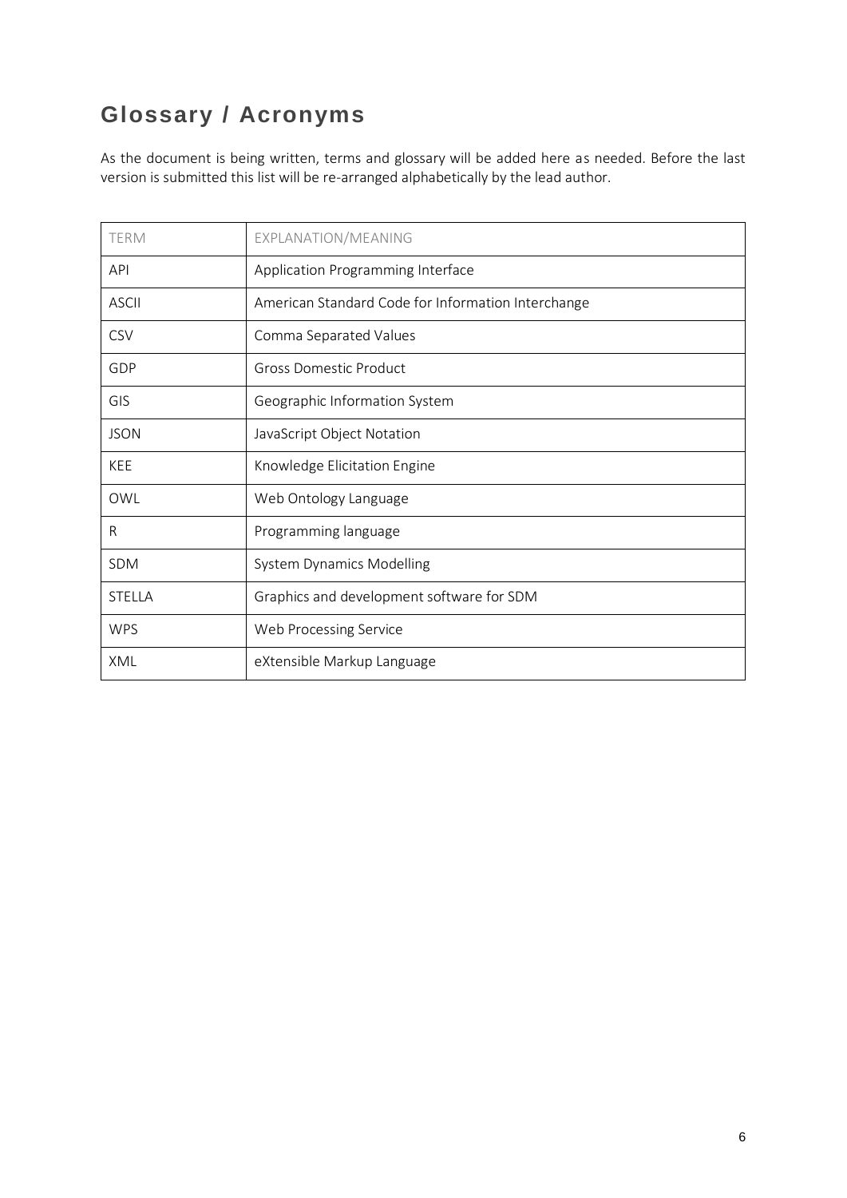# Glossary / Acronyms

As the document is being written, terms and glossary will be added here as needed. Before the last version is submitted this list will be re-arranged alphabetically by the lead author.

| TERM | EXPLANATION/MEANING |
|---|---|
| API | Application Programming Interface |
| ASCII | American Standard Code for Information Interchange |
| CSV | Comma Separated Values |
| GDP | Gross Domestic Product |
| GIS | Geographic Information System |
| JSON | JavaScript Object Notation |
| KEE | Knowledge Elicitation Engine |
| OWL | Web Ontology Language |
| R | Programming language |
| SDM | System Dynamics Modelling |
| STELLA | Graphics and development software for SDM |
| WPS | Web Processing Service |
| XML | eXtensible Markup Language |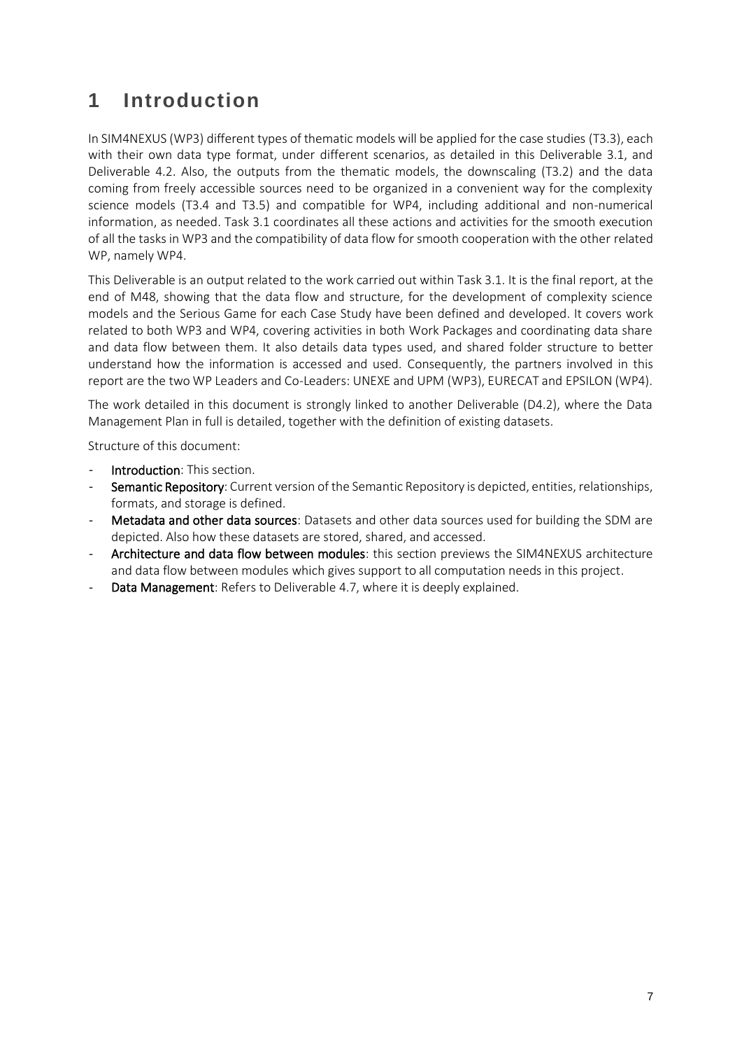# 1 Introduction

In SIM4NEXUS (WP3) different types of thematic models will be applied for the case studies (T3.3), each with their own data type format, under different scenarios, as detailed in this Deliverable 3.1, and Deliverable 4.2. Also, the outputs from the thematic models, the downscaling (T3.2) and the data coming from freely accessible sources need to be organized in a convenient way for the complexity science models (T3.4 and T3.5) and compatible for WP4, including additional and non-numerical information, as needed. Task 3.1 coordinates all these actions and activities for the smooth execution of all the tasks in WP3 and the compatibility of data flow for smooth cooperation with the other related WP, namely WP4.

This Deliverable is an output related to the work carried out within Task 3.1. It is the final report, at the end of M48, showing that the data flow and structure, for the development of complexity science models and the Serious Game for each Case Study have been defined and developed. It covers work related to both WP3 and WP4, covering activities in both Work Packages and coordinating data share and data flow between them. It also details data types used, and shared folder structure to better understand how the information is accessed and used. Consequently, the partners involved in this report are the two WP Leaders and Co-Leaders: UNEXE and UPM (WP3), EURECAT and EPSILON (WP4).

The work detailed in this document is strongly linked to another Deliverable (D4.2), where the Data Management Plan in full is detailed, together with the definition of existing datasets.

Structure of this document:

- **Introduction**: This section.
- **Semantic Repository**: Current version of the Semantic Repository is depicted, entities, relationships, formats, and storage is defined.
- **Metadata and other data sources**: Datasets and other data sources used for building the SDM are depicted. Also how these datasets are stored, shared, and accessed.
- **Architecture and data flow between modules**: this section previews the SIM4NEXUS architecture and data flow between modules which gives support to all computation needs in this project.
- **Data Management**: Refers to Deliverable 4.7, where it is deeply explained.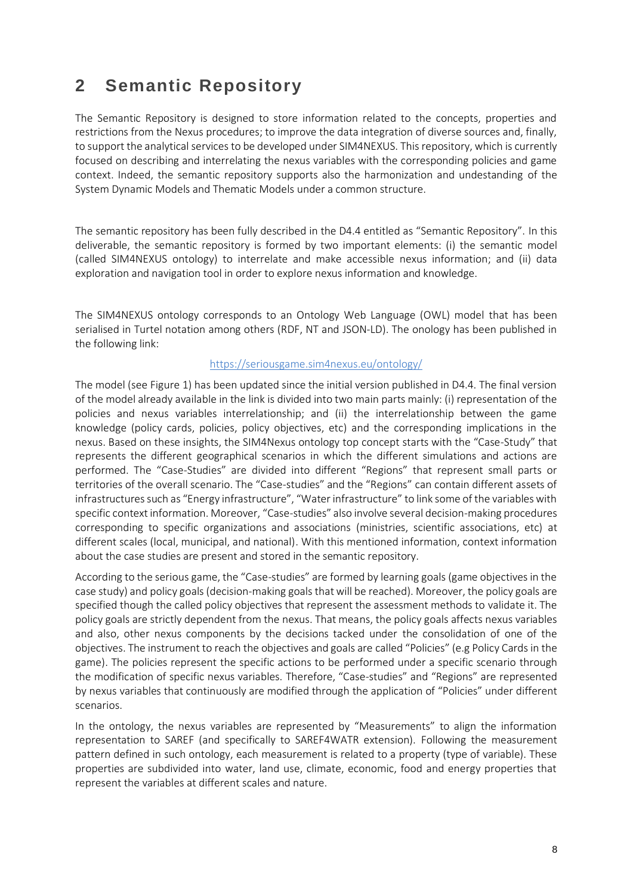# 2 Semantic Repository

The Semantic Repository is designed to store information related to the concepts, properties and restrictions from the Nexus procedures; to improve the data integration of diverse sources and, finally, to support the analytical services to be developed under SIM4NEXUS. This repository, which is currently focused on describing and interrelating the nexus variables with the corresponding policies and game context. Indeed, the semantic repository supports also the harmonization and undestanding of the System Dynamic Models and Thematic Models under a common structure.

The semantic repository has been fully described in the D4.4 entitled as "Semantic Repository". In this deliverable, the semantic repository is formed by two important elements: (i) the semantic model (called SIM4NEXUS ontology) to interrelate and make accessible nexus information; and (ii) data exploration and navigation tool in order to explore nexus information and knowledge.

The SIM4NEXUS ontology corresponds to an Ontology Web Language (OWL) model that has been serialised in Turtel notation among others (RDF, NT and JSON-LD). The onology has been published in the following link:

https://seriousgame.sim4nexus.eu/ontology/

The model (see Figure 1) has been updated since the initial version published in D4.4. The final version of the model already available in the link is divided into two main parts mainly: (i) representation of the policies and nexus variables interrelationship; and (ii) the interrelationship between the game knowledge (policy cards, policies, policy objectives, etc) and the corresponding implications in the nexus. Based on these insights, the SIM4Nexus ontology top concept starts with the "Case-Study" that represents the different geographical scenarios in which the different simulations and actions are performed. The "Case-Studies" are divided into different "Regions" that represent small parts or territories of the overall scenario. The "Case-studies" and the "Regions" can contain different assets of infrastructures such as "Energy infrastructure", "Water infrastructure" to link some of the variables with specific context information. Moreover, "Case-studies" also involve several decision-making procedures corresponding to specific organizations and associations (ministries, scientific associations, etc) at different scales (local, municipal, and national). With this mentioned information, context information about the case studies are present and stored in the semantic repository.

According to the serious game, the "Case-studies" are formed by learning goals (game objectives in the case study) and policy goals (decision-making goals that will be reached). Moreover, the policy goals are specified though the called policy objectives that represent the assessment methods to validate it. The policy goals are strictly dependent from the nexus. That means, the policy goals affects nexus variables and also, other nexus components by the decisions tacked under the consolidation of one of the objectives. The instrument to reach the objectives and goals are called "Policies" (e.g Policy Cards in the game). The policies represent the specific actions to be performed under a specific scenario through the modification of specific nexus variables. Therefore, "Case-studies" and "Regions" are represented by nexus variables that continuously are modified through the application of "Policies" under different scenarios.

In the ontology, the nexus variables are represented by "Measurements" to align the information representation to SAREF (and specifically to SAREF4WATR extension). Following the measurement pattern defined in such ontology, each measurement is related to a property (type of variable). These properties are subdivided into water, land use, climate, economic, food and energy properties that represent the variables at different scales and nature.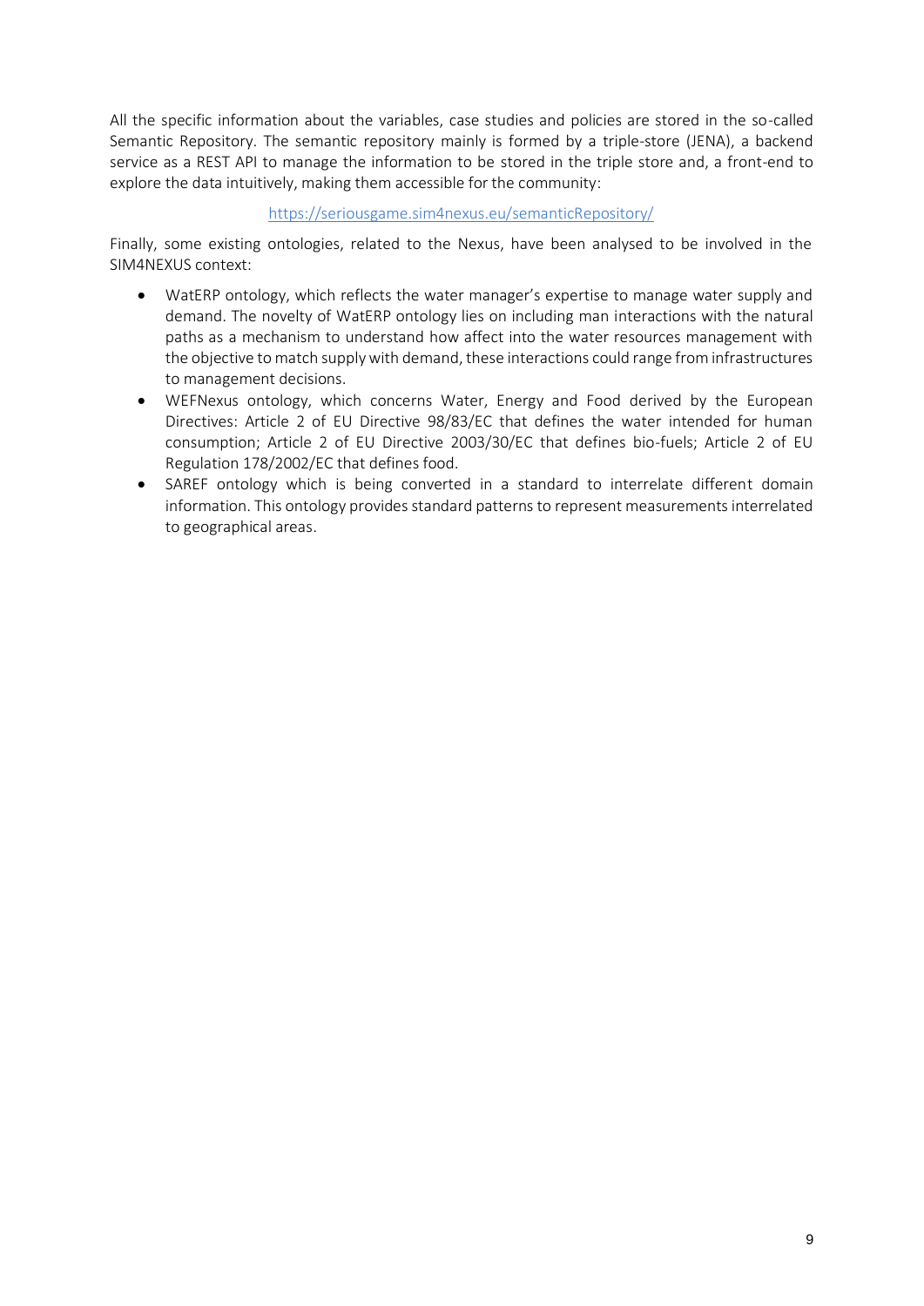All the specific information about the variables, case studies and policies are stored in the so-called Semantic Repository. The semantic repository mainly is formed by a triple-store (JENA), a backend service as a REST API to manage the information to be stored in the triple store and, a front-end to explore the data intuitively, making them accessible for the community:

https://seriousgame.sim4nexus.eu/semanticRepository/

Finally, some existing ontologies, related to the Nexus, have been analysed to be involved in the SIM4NEXUS context:

- WatERP ontology, which reflects the water manager's expertise to manage water supply and demand. The novelty of WatERP ontology lies on including man interactions with the natural paths as a mechanism to understand how affect into the water resources management with the objective to match supply with demand, these interactions could range from infrastructures to management decisions.
- WEFNexus ontology, which concerns Water, Energy and Food derived by the European Directives: Article 2 of EU Directive 98/83/EC that defines the water intended for human consumption; Article 2 of EU Directive 2003/30/EC that defines bio-fuels; Article 2 of EU Regulation 178/2002/EC that defines food.
- SAREF ontology which is being converted in a standard to interrelate different domain information. This ontology provides standard patterns to represent measurements interrelated to geographical areas.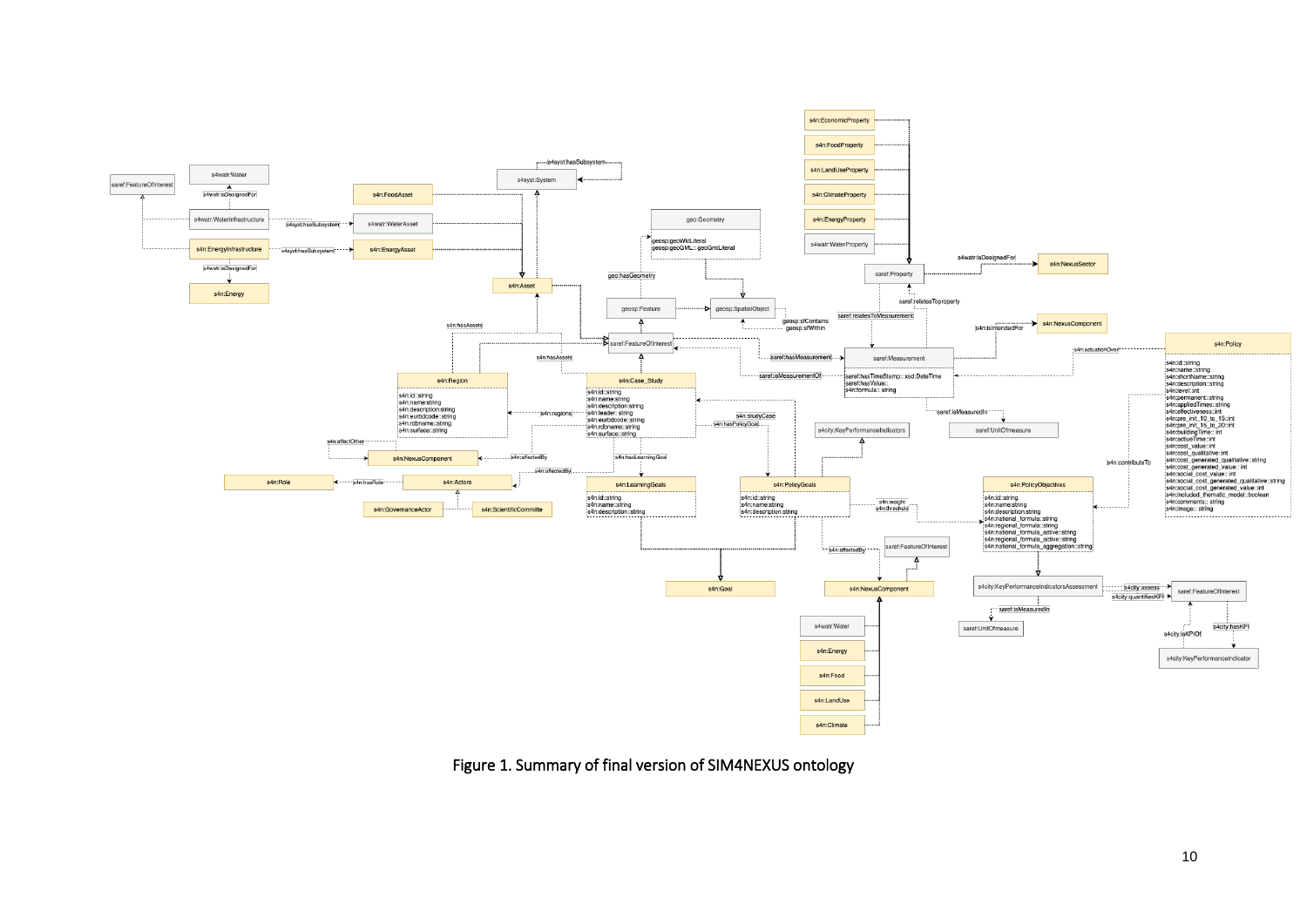Figure 1. Summary of final version of SIM4NEXUS ontology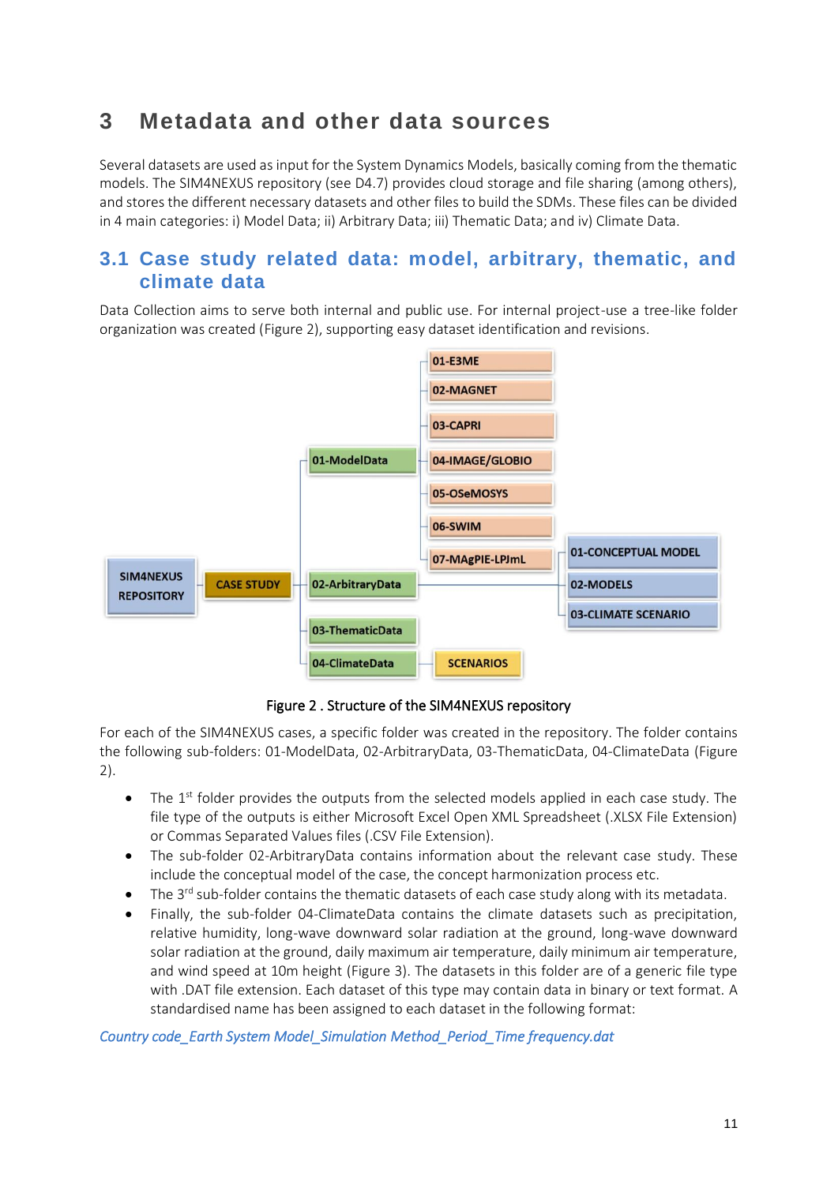# 3 Metadata and other data sources

Several datasets are used as input for the System Dynamics Models, basically coming from the thematic models. The SIM4NEXUS repository (see D4.7) provides cloud storage and file sharing (among others), and stores the different necessary datasets and other files to build the SDMs. These files can be divided in 4 main categories: i) Model Data; ii) Arbitrary Data; iii) Thematic Data; and iv) Climate Data.

## 3.1 Case study related data: model, arbitrary, thematic, and climate data

Data Collection aims to serve both internal and public use. For internal project-use a tree-like folder organization was created (Figure 2), supporting easy dataset identification and revisions.

Figure 2 . Structure of the SIM4NEXUS repository

For each of the SIM4NEXUS cases, a specific folder was created in the repository. The folder contains the following sub-folders: 01-ModelData, 02-ArbitraryData, 03-ThematicData, 04-ClimateData (Figure 2).

- The 1st folder provides the outputs from the selected models applied in each case study. The file type of the outputs is either Microsoft Excel Open XML Spreadsheet (.XLSX File Extension) or Commas Separated Values files (.CSV File Extension).
- The sub-folder 02-ArbitraryData contains information about the relevant case study. These include the conceptual model of the case, the concept harmonization process etc.
- The 3rd sub-folder contains the thematic datasets of each case study along with its metadata.
- Finally, the sub-folder 04-ClimateData contains the climate datasets such as precipitation, relative humidity, long-wave downward solar radiation at the ground, long-wave downward solar radiation at the ground, daily maximum air temperature, daily minimum air temperature, and wind speed at 10m height (Figure 3). The datasets in this folder are of a generic file type with .DAT file extension. Each dataset of this type may contain data in binary or text format. A standardised name has been assigned to each dataset in the following format:

*Country code_Earth System Model_Simulation Method_Period_Time frequency.dat*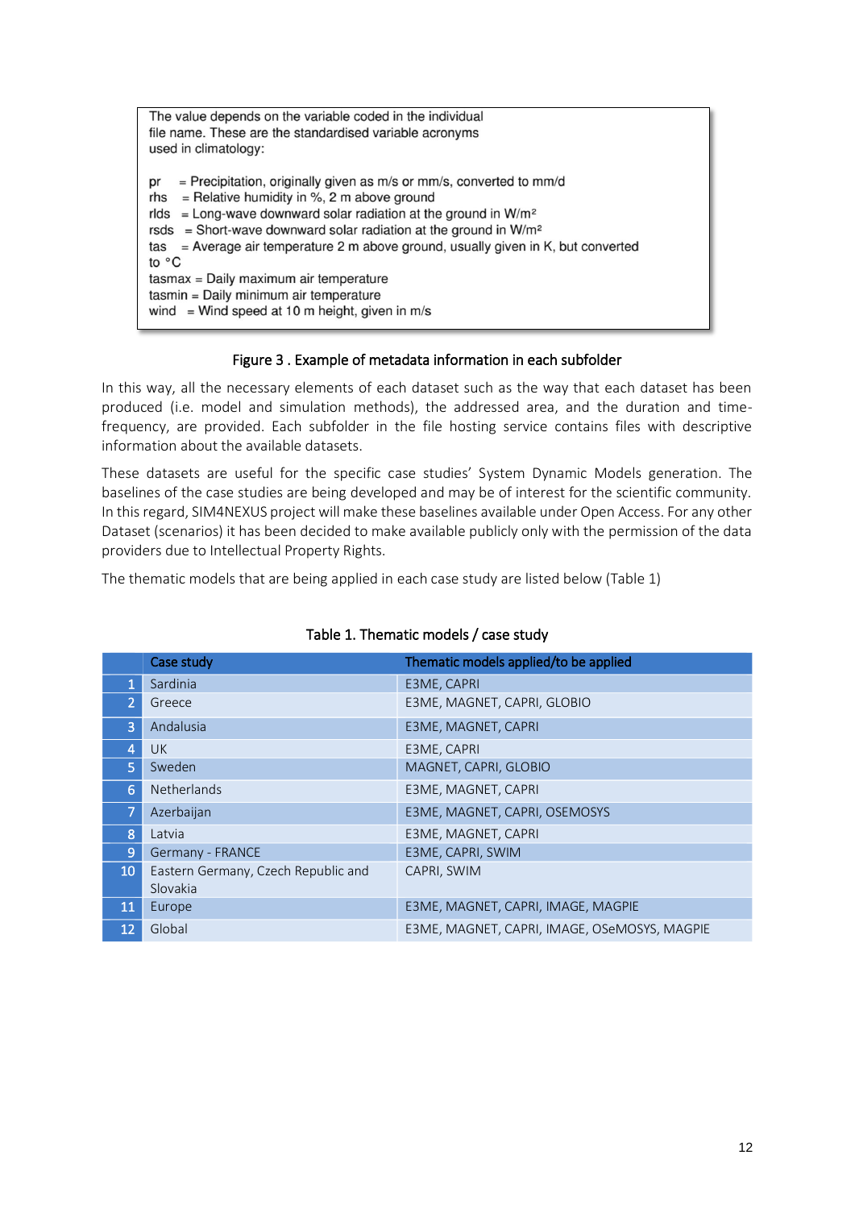The value depends on the variable coded in the individual file name. These are the standardised variable acronyms used in climatology:

pr = Precipitation, originally given as m/s or mm/s, converted to mm/d
rhs = Relative humidity in %, 2 m above ground
rlds = Long-wave downward solar radiation at the ground in W/m²
rsds = Short-wave downward solar radiation at the ground in W/m²
tas = Average air temperature 2 m above ground, usually given in K, but converted to °C
tasmax = Daily maximum air temperature
tasmin = Daily minimum air temperature
wind = Wind speed at 10 m height, given in m/s

Figure 3 . Example of metadata information in each subfolder

In this way, all the necessary elements of each dataset such as the way that each dataset has been produced (i.e. model and simulation methods), the addressed area, and the duration and time-frequency, are provided. Each subfolder in the file hosting service contains files with descriptive information about the available datasets.

These datasets are useful for the specific case studies' System Dynamic Models generation. The baselines of the case studies are being developed and may be of interest for the scientific community. In this regard, SIM4NEXUS project will make these baselines available under Open Access. For any other Dataset (scenarios) it has been decided to make available publicly only with the permission of the data providers due to Intellectual Property Rights.

The thematic models that are being applied in each case study are listed below (Table 1)

Table 1. Thematic models / case study

| | Case study | Thematic models applied/to be applied |
|---|---|---|
| 1 | Sardinia | E3ME, CAPRI |
| 2 | Greece | E3ME, MAGNET, CAPRI, GLOBIO |
| 3 | Andalusia | E3ME, MAGNET, CAPRI |
| 4 | UK | E3ME, CAPRI |
| 5 | Sweden | MAGNET, CAPRI, GLOBIO |
| 6 | Netherlands | E3ME, MAGNET, CAPRI |
| 7 | Azerbaijan | E3ME, MAGNET, CAPRI, OSEMOSYS |
| 8 | Latvia | E3ME, MAGNET, CAPRI |
| 9 | Germany - FRANCE | E3ME, CAPRI, SWIM |
| 10 | Eastern Germany, Czech Republic and Slovakia | CAPRI, SWIM |
| 11 | Europe | E3ME, MAGNET, CAPRI, IMAGE, MAGPIE |
| 12 | Global | E3ME, MAGNET, CAPRI, IMAGE, OSeMOSYS, MAGPIE |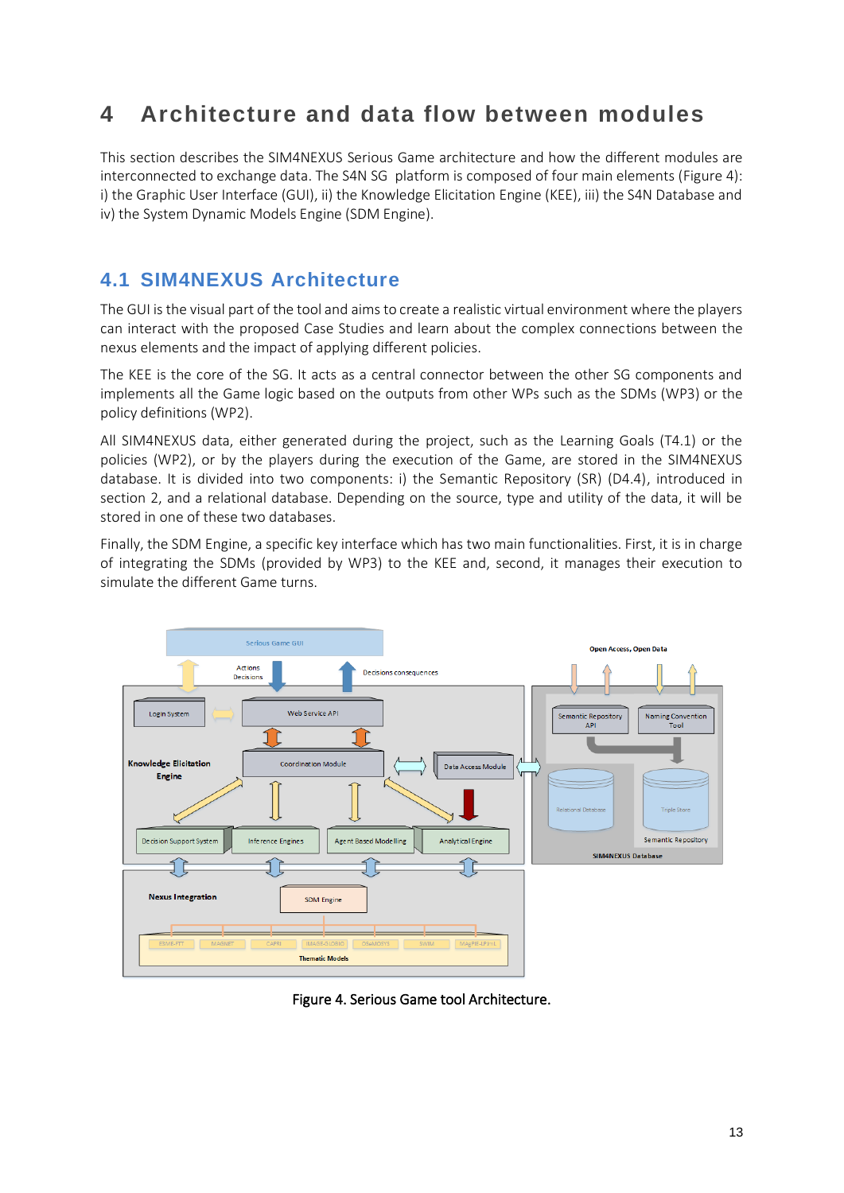# 4 Architecture and data flow between modules

This section describes the SIM4NEXUS Serious Game architecture and how the different modules are interconnected to exchange data. The S4N SG platform is composed of four main elements (Figure 4): i) the Graphic User Interface (GUI), ii) the Knowledge Elicitation Engine (KEE), iii) the S4N Database and iv) the System Dynamic Models Engine (SDM Engine).

## 4.1 SIM4NEXUS Architecture

The GUI is the visual part of the tool and aims to create a realistic virtual environment where the players can interact with the proposed Case Studies and learn about the complex connections between the nexus elements and the impact of applying different policies.

The KEE is the core of the SG. It acts as a central connector between the other SG components and implements all the Game logic based on the outputs from other WPs such as the SDMs (WP3) or the policy definitions (WP2).

All SIM4NEXUS data, either generated during the project, such as the Learning Goals (T4.1) or the policies (WP2), or by the players during the execution of the Game, are stored in the SIM4NEXUS database. It is divided into two components: i) the Semantic Repository (SR) (D4.4), introduced in section 2, and a relational database. Depending on the source, type and utility of the data, it will be stored in one of these two databases.

Finally, the SDM Engine, a specific key interface which has two main functionalities. First, it is in charge of integrating the SDMs (provided by WP3) to the KEE and, second, it manages their execution to simulate the different Game turns.

Figure 4. Serious Game tool Architecture.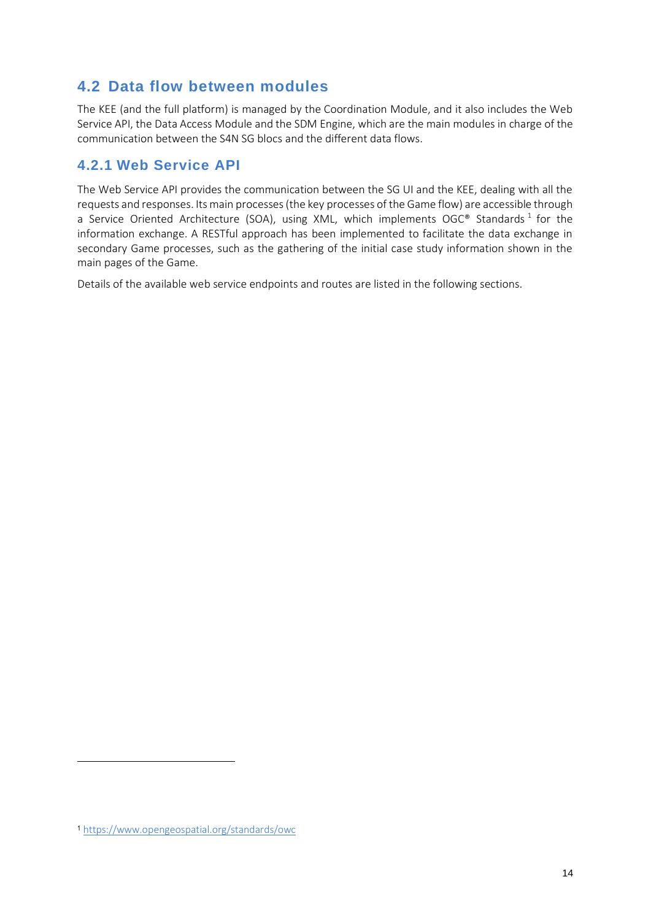## 4.2 Data flow between modules

The KEE (and the full platform) is managed by the Coordination Module, and it also includes the Web Service API, the Data Access Module and the SDM Engine, which are the main modules in charge of the communication between the S4N SG blocs and the different data flows.

### 4.2.1 Web Service API

The Web Service API provides the communication between the SG UI and the KEE, dealing with all the requests and responses. Its main processes (the key processes of the Game flow) are accessible through a Service Oriented Architecture (SOA), using XML, which implements OGC® Standards [1] for the information exchange. A RESTful approach has been implemented to facilitate the data exchange in secondary Game processes, such as the gathering of the initial case study information shown in the main pages of the Game.

Details of the available web service endpoints and routes are listed in the following sections.

---

[1] https://www.opengeospatial.org/standards/owc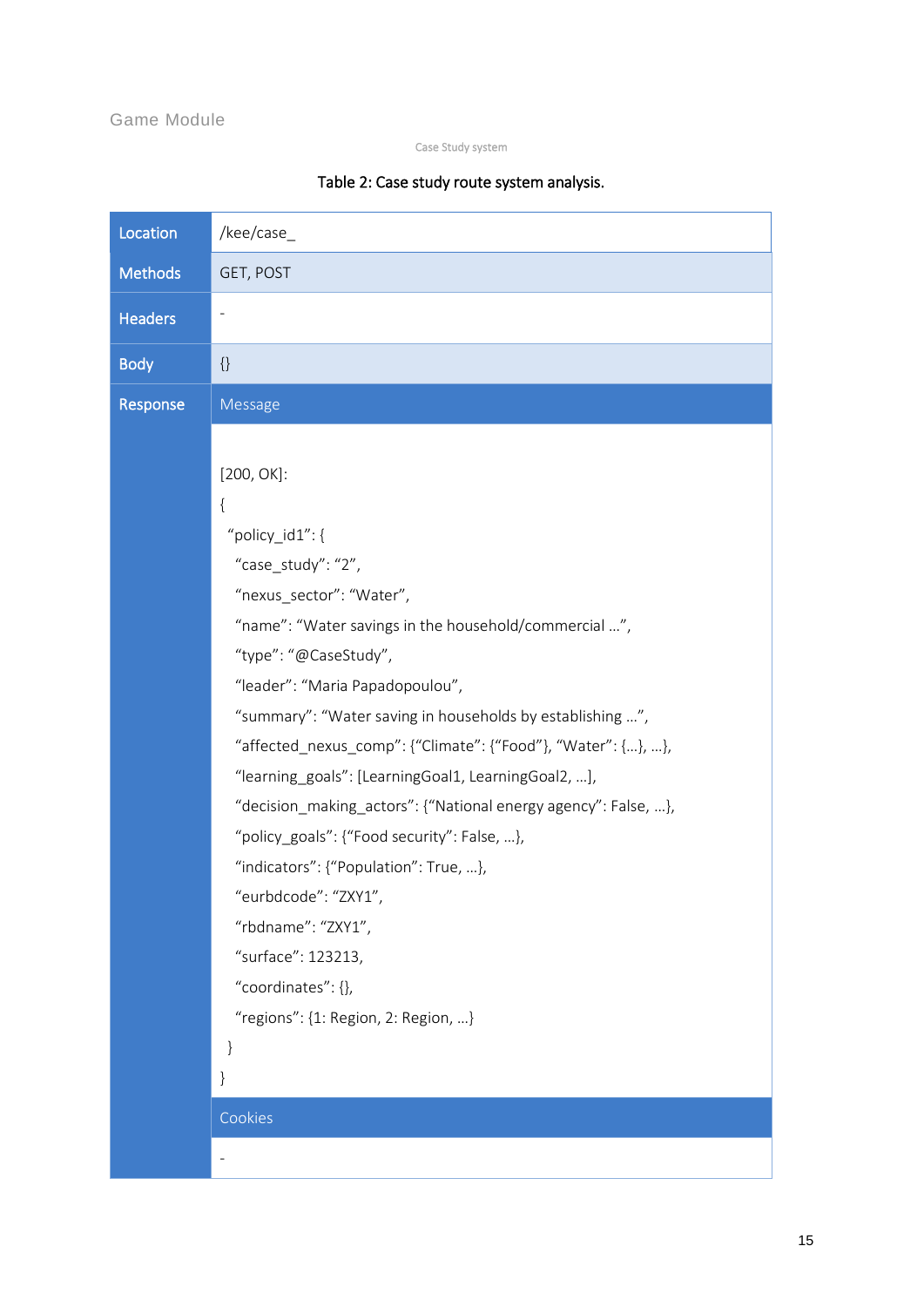### Case Study system

Table 2: Case study route system analysis.

| Location | /kee/case_ |
|---|---|
| Methods | GET, POST |
| Headers | - |
| Body | {} |
| Response | Message |
| | [200, OK]: { "policy_id1": { "case_study": "2", "nexus_sector": "Water", "name": "Water savings in the household/commercial …", "type": "@CaseStudy", "leader": "Maria Papadopoulou", "summary": "Water saving in households by establishing …", "affected_nexus_comp": {"Climate": {"Food"}, "Water": {…}, …}, "learning_goals": [LearningGoal1, LearningGoal2, …], "decision_making_actors": {"National energy agency": False, …}, "policy_goals": {"Food security": False, …}, "indicators": {"Population": True, …}, "eurbdcode": "ZXY1", "rbdname": "ZXY1", "surface": 123213, "coordinates": {}, "regions": {1: Region, 2: Region, …} } } |
| | Cookies |
| | - |

```
[200, OK]:
{
  "policy_id1": {
    "case_study": "2",
    "nexus_sector": "Water",
    "name": "Water savings in the household/commercial …",
    "type": "@CaseStudy",
    "leader": "Maria Papadopoulou",
    "summary": "Water saving in households by establishing …",
    "affected_nexus_comp": {"Climate": {"Food"}, "Water": {…}, …},
    "learning_goals": [LearningGoal1, LearningGoal2, …],
    "decision_making_actors": {"National energy agency": False, …},
    "policy_goals": {"Food security": False, …},
    "indicators": {"Population": True, …},
    "eurbdcode": "ZXY1",
    "rbdname": "ZXY1",
    "surface": 123213,
    "coordinates": {},
    "regions": {1: Region, 2: Region, …}
  }
}
```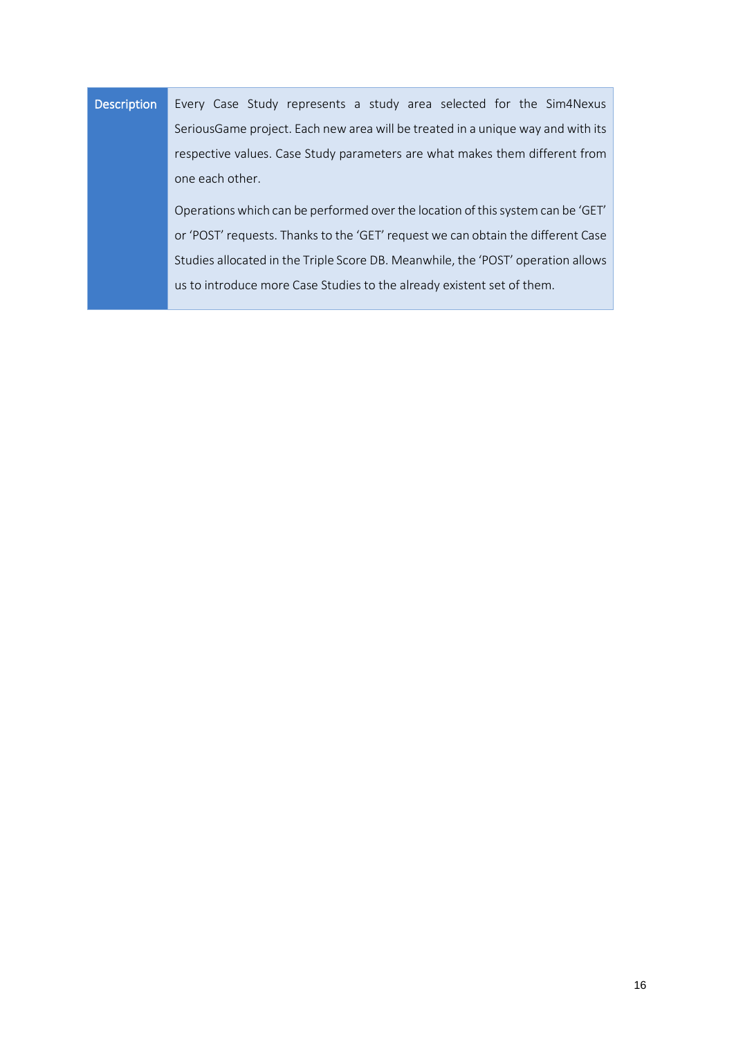| Description | Every Case Study represents a study area selected for the Sim4Nexus SeriousGame project. Each new area will be treated in a unique way and with its respective values. Case Study parameters are what makes them different from one each other.<br><br>Operations which can be performed over the location of this system can be 'GET' or 'POST' requests. Thanks to the 'GET' request we can obtain the different Case Studies allocated in the Triple Score DB. Meanwhile, the 'POST' operation allows us to introduce more Case Studies to the already existent set of them. |
|---|---|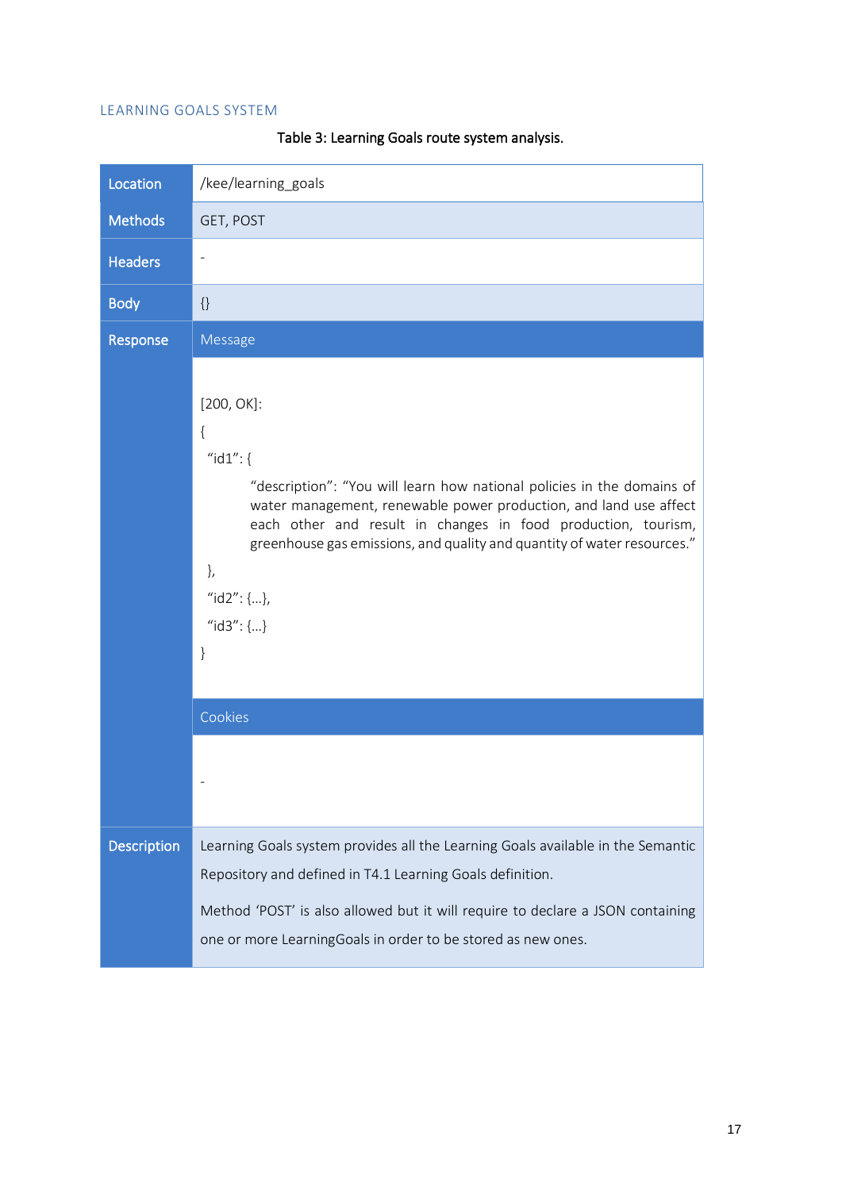### LEARNING GOALS SYSTEM

Table 3: Learning Goals route system analysis.

| Location | /kee/learning_goals |
|---|---|
| Methods | GET, POST |
| Headers | - |
| Body | {} |
| Response | **Message**<br><br>[200, OK]:<br>{<br>"id1": {<br>"description": "You will learn how national policies in the domains of water management, renewable power production, and land use affect each other and result in changes in food production, tourism, greenhouse gas emissions, and quality and quantity of water resources."<br>},<br>"id2": {…},<br>"id3": {…}<br>}<br><br>**Cookies**<br><br>- |
| Description | Learning Goals system provides all the Learning Goals available in the Semantic Repository and defined in T4.1 Learning Goals definition.<br><br>Method 'POST' is also allowed but it will require to declare a JSON containing one or more LearningGoals in order to be stored as new ones. |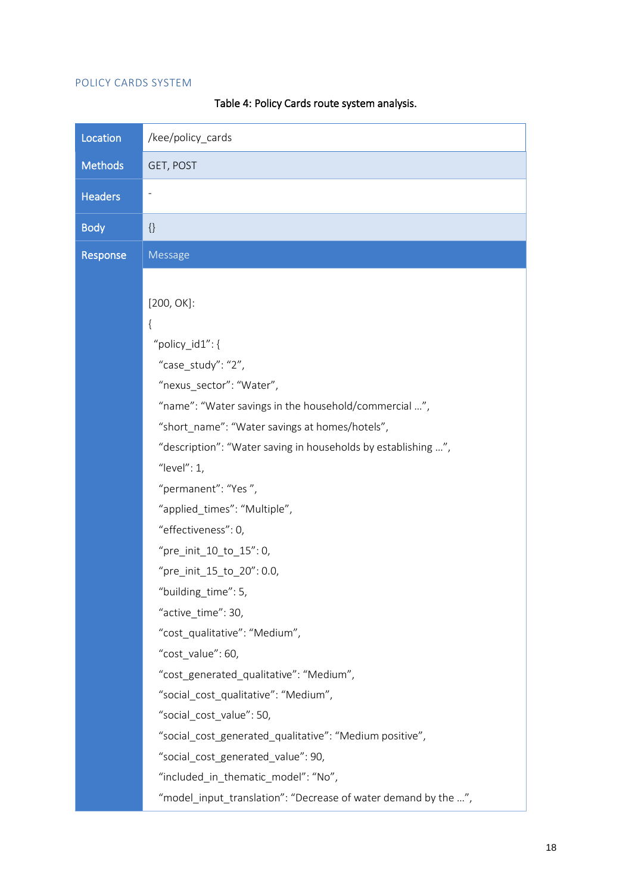### POLICY CARDS SYSTEM

Table 4: Policy Cards route system analysis.

| Location | /kee/policy_cards |
|---|---|
| Methods | GET, POST |
| Headers | - |
| Body | {} |
| Response | Message |

```
[200, OK]:
{
 “policy_id1”: {
  “case_study”: “2”,
  “nexus_sector”: “Water”,
  “name”: “Water savings in the household/commercial …”,
  “short_name”: “Water savings at homes/hotels”,
  “description”: “Water saving in households by establishing …”,
  “level”: 1,
  “permanent”: “Yes ”,
  “applied_times”: “Multiple”,
  “effectiveness”: 0,
  “pre_init_10_to_15”: 0,
  “pre_init_15_to_20”: 0.0,
  “building_time”: 5,
  “active_time”: 30,
  “cost_qualitative”: “Medium”,
  “cost_value”: 60,
  “cost_generated_qualitative”: “Medium”,
  “social_cost_qualitative”: “Medium”,
  “social_cost_value”: 50,
  “social_cost_generated_qualitative”: “Medium positive”,
  “social_cost_generated_value”: 90,
  “included_in_thematic_model”: “No”,
  “model_input_translation”: “Decrease of water demand by the …”,
```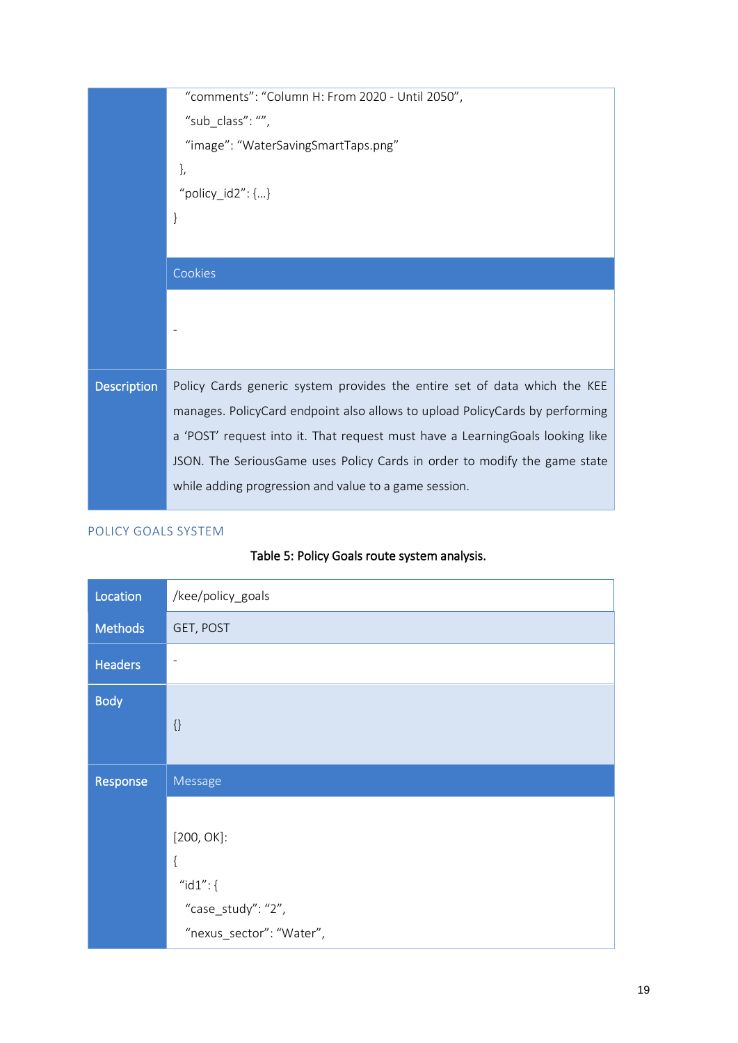| | |
|---|---|
| | "comments": "Column H: From 2020 - Until 2050",<br>"sub_class": "",<br>"image": "WaterSavingSmartTaps.png"<br>},<br>"policy_id2": {…}<br>} |
| | Cookies |
| | - |
| Description | Policy Cards generic system provides the entire set of data which the KEE manages. PolicyCard endpoint also allows to upload PolicyCards by performing a 'POST' request into it. That request must have a LearningGoals looking like JSON. The SeriousGame uses Policy Cards in order to modify the game state while adding progression and value to a game session. |

### POLICY GOALS SYSTEM

**Table 5: Policy Goals route system analysis.**

| | |
|---|---|
| Location | /kee/policy_goals |
| Methods | GET, POST |
| Headers | - |
| Body | {} |
| Response | Message |
| | [200, OK]:<br>{<br>"id1": {<br>"case_study": "2",<br>"nexus_sector": "Water", |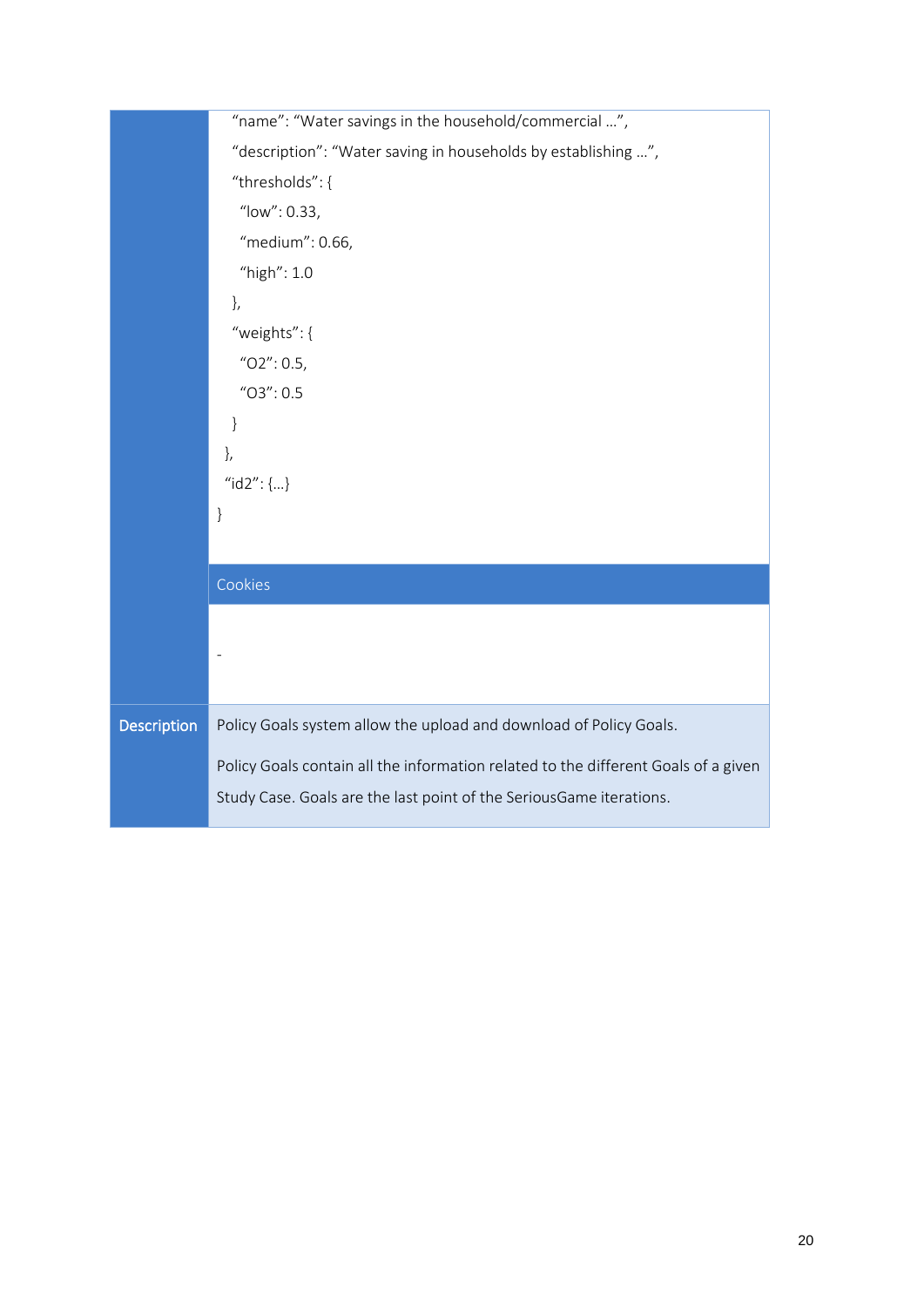| | |
|---|---|
| | ```<br>    "name": "Water savings in the household/commercial …",<br>    "description": "Water saving in households by establishing …",<br>    "thresholds": {<br>      "low": 0.33,<br>      "medium": 0.66,<br>      "high": 1.0<br>    },<br>    "weights": {<br>      "O2": 0.5,<br>      "O3": 0.5<br>    }<br>  },<br>  "id2": {…}<br>}<br>```<br>**Cookies**<br>- |
| **Description** | Policy Goals system allow the upload and download of Policy Goals.<br><br>Policy Goals contain all the information related to the different Goals of a given Study Case. Goals are the last point of the SeriousGame iterations. |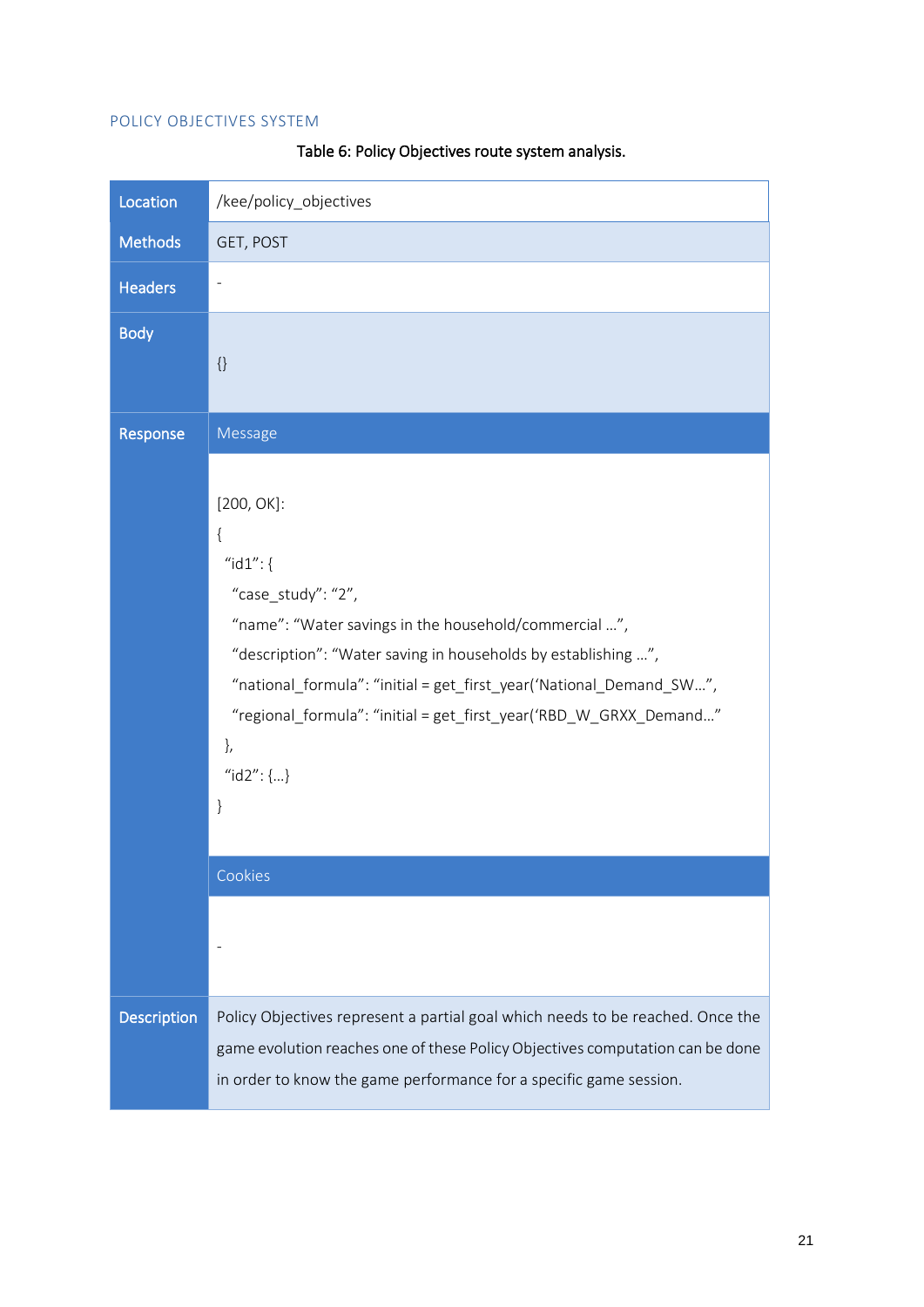### POLICY OBJECTIVES SYSTEM

Table 6: Policy Objectives route system analysis.

| | | |
|---|---|---|
| **Location** | /kee/policy_objectives | |
| **Methods** | GET, POST | |
| **Headers** | - | |
| **Body** | {} | |
| **Response** | Message | |
| | [200, OK]:<br>{<br>"id1": {<br>"case_study": "2",<br>"name": "Water savings in the household/commercial …",<br>"description": "Water saving in households by establishing …",<br>"national_formula": "initial = get_first_year('National_Demand_SW…",<br>"regional_formula": "initial = get_first_year('RBD_W_GRXX_Demand…"<br>},<br>"id2": {…}<br>} | |
| | Cookies | |
| | - | |
| **Description** | Policy Objectives represent a partial goal which needs to be reached. Once the game evolution reaches one of these Policy Objectives computation can be done in order to know the game performance for a specific game session. | |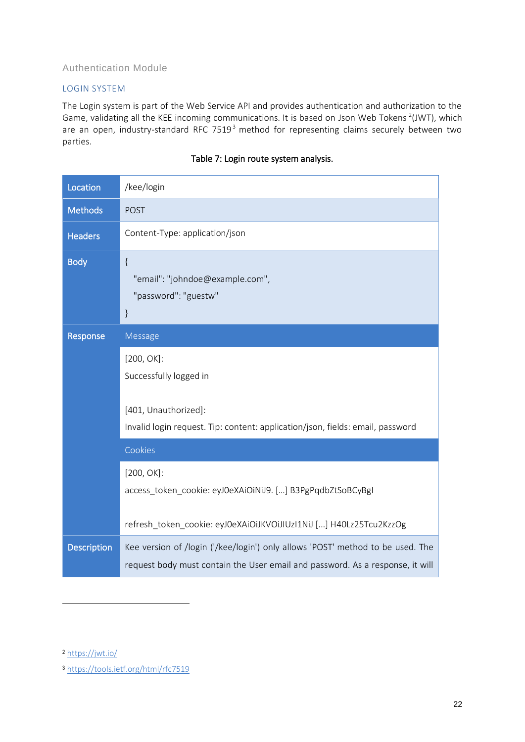## Authentication Module

### LOGIN SYSTEM

The Login system is part of the Web Service API and provides authentication and authorization to the Game, validating all the KEE incoming communications. It is based on Json Web Tokens [2](JWT), which are an open, industry-standard RFC 7519[3] method for representing claims securely between two parties.

Table 7: Login route system analysis.

| | |
|---|---|
| **Location** | /kee/login |
| **Methods** | POST |
| **Headers** | Content-Type: application/json |
| **Body** | { "email": "johndoe@example.com", "password": "guestw" } |
| **Response** | **Message** |
| | [200, OK]: Successfully logged in<br><br>[401, Unauthorized]: Invalid login request. Tip: content: application/json, fields: email, password |
| | **Cookies** |
| | [200, OK]: access_token_cookie: eyJ0eXAiOiNiJ9. [...] B3PgPqdbZtSoBCyBgI<br><br>refresh_token_cookie: eyJ0eXAiOiJKVOiJIUzI1NiJ [...] H40Lz25Tcu2KzzOg |
| **Description** | Kee version of /login ('/kee/login') only allows 'POST' method to be used. The request body must contain the User email and password. As a response, it will |

[2] https://jwt.io/

[3] https://tools.ietf.org/html/rfc7519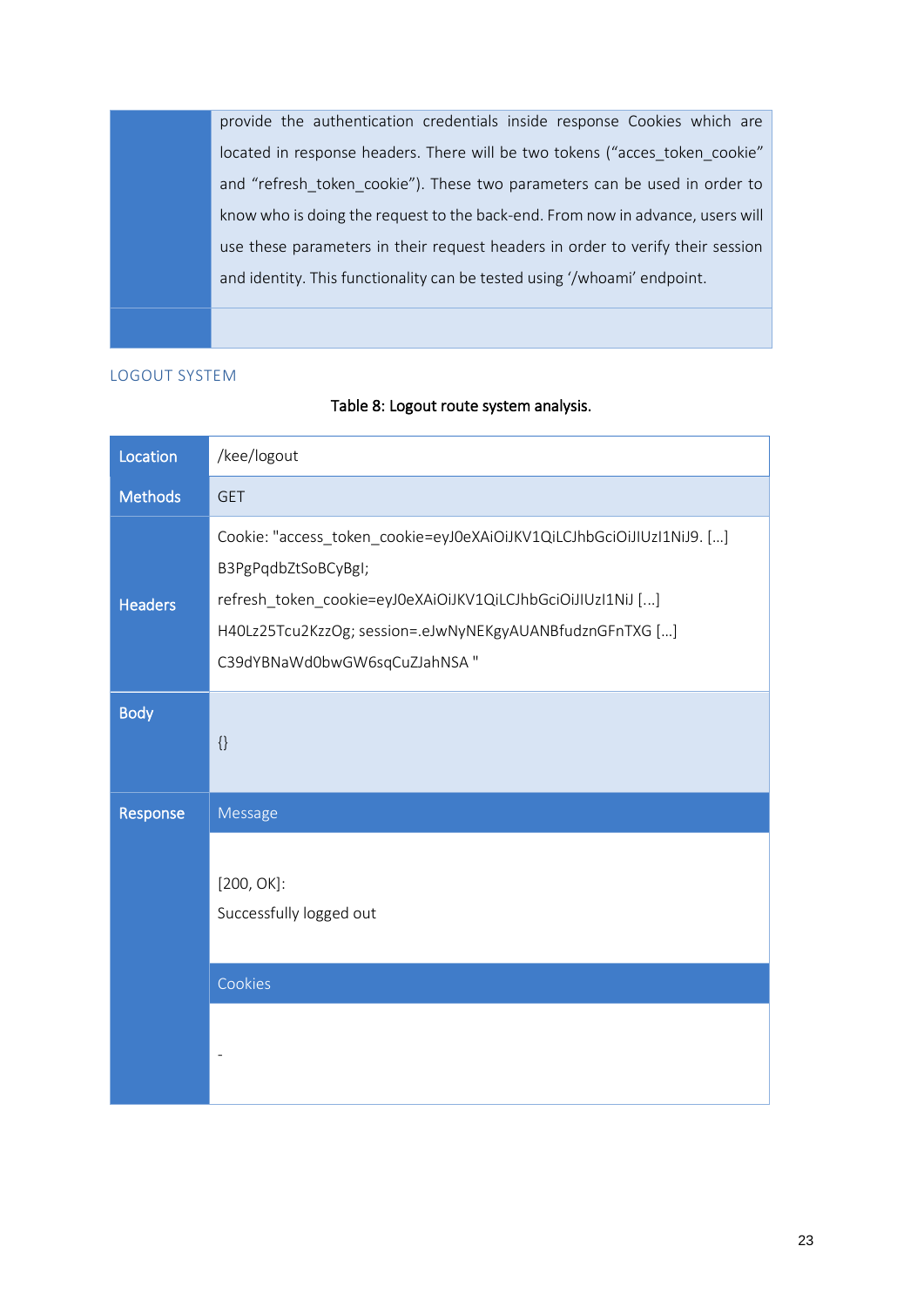| | |
|---|---|
| | provide the authentication credentials inside response Cookies which are located in response headers. There will be two tokens ("acces_token_cookie" and "refresh_token_cookie"). These two parameters can be used in order to know who is doing the request to the back-end. From now in advance, users will use these parameters in their request headers in order to verify their session and identity. This functionality can be tested using '/whoami' endpoint. |
| | |

### LOGOUT SYSTEM

Table 8: Logout route system analysis.

| | |
|---|---|
| **Location** | /kee/logout |
| **Methods** | GET |
| **Headers** | Cookie: "access_token_cookie=eyJ0eXAiOiJKV1QiLCJhbGciOiJIUzI1NiJ9. [...] B3PgPqdbZtSoBCyBgI; refresh_token_cookie=eyJ0eXAiOiJKV1QiLCJhbGciOiJIUzI1NiJ [...] H40Lz25Tcu2KzzOg; session=.eJwNyNEKgyAUANBfudznGFnTXG [...] C39dYBNaWd0bwGW6sqCuZJahNSA " |
| **Body** | {} |
| **Response** | Message |
| | [200, OK]: Successfully logged out |
| | Cookies |
| | - |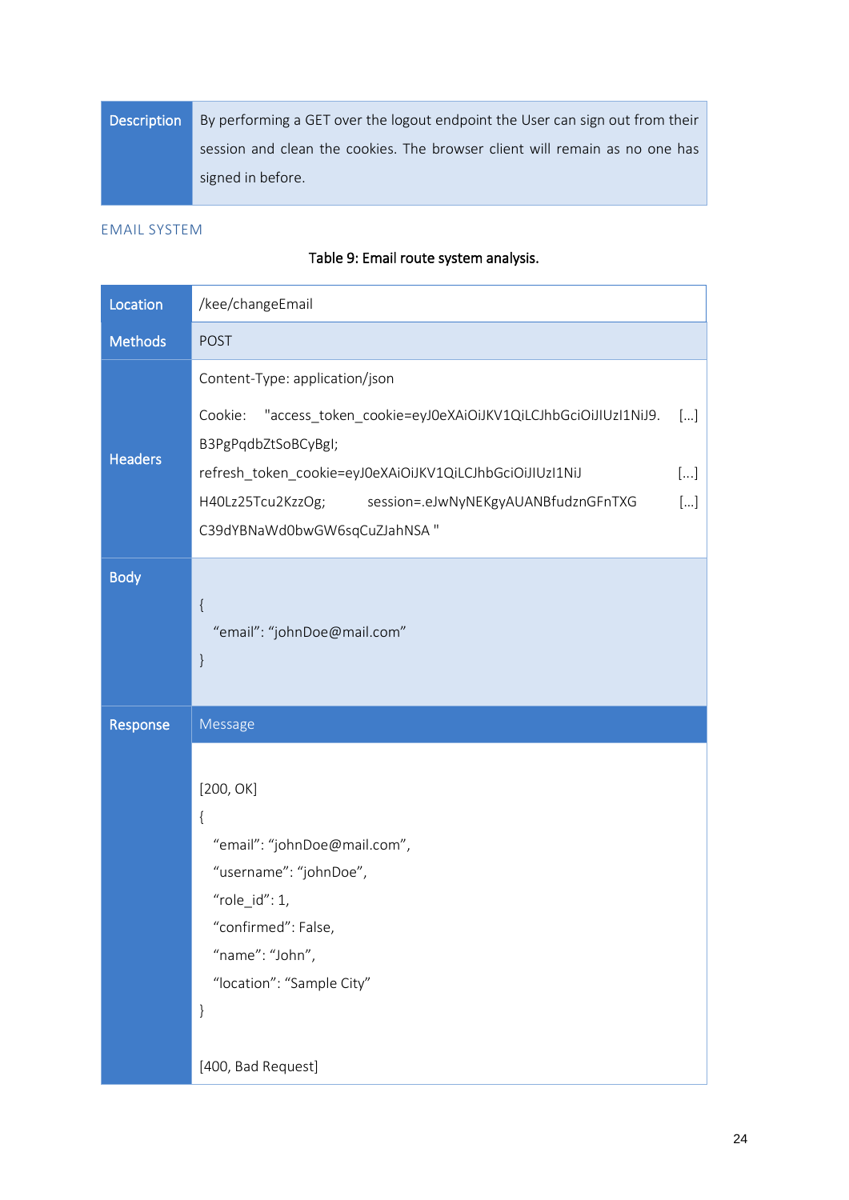| Description | By performing a GET over the logout endpoint the User can sign out from their session and clean the cookies. The browser client will remain as no one has signed in before. |
|---|---|

### EMAIL SYSTEM

Table 9: Email route system analysis.

| Location | /kee/changeEmail |
|---|---|
| Methods | POST |
| Headers | Content-Type: application/json<br><br>Cookie: "access_token_cookie=eyJ0eXAiOiJKV1QiLCJhbGciOiJIUzI1NiJ9. [...] B3PgPqdbZtSoBCyBgI;<br>refresh_token_cookie=eyJ0eXAiOiJKV1QiLCJhbGciOiJIUzI1NiJ [...] H40Lz25Tcu2KzzOg; session=.eJwNyNEKgyAUANBfudznGFnTXG [...] C39dYBNaWd0bwGW6sqCuZJahNSA " |
| Body | {<br>"email": "johnDoe@mail.com"<br>} |
| Response | Message |
| | [200, OK]<br>{<br>"email": "johnDoe@mail.com",<br>"username": "johnDoe",<br>"role_id": 1,<br>"confirmed": False,<br>"name": "John",<br>"location": "Sample City"<br>}<br><br>[400, Bad Request] |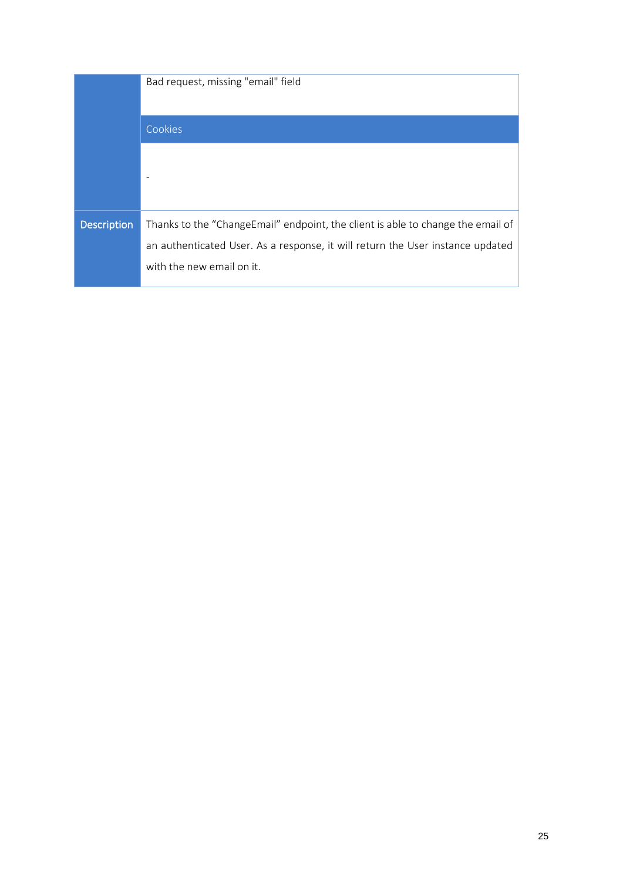| | |
|---|---|
| | Bad request, missing "email" field |
| | Cookies |
| | - |
| Description | Thanks to the “ChangeEmail” endpoint, the client is able to change the email of an authenticated User. As a response, it will return the User instance updated with the new email on it. |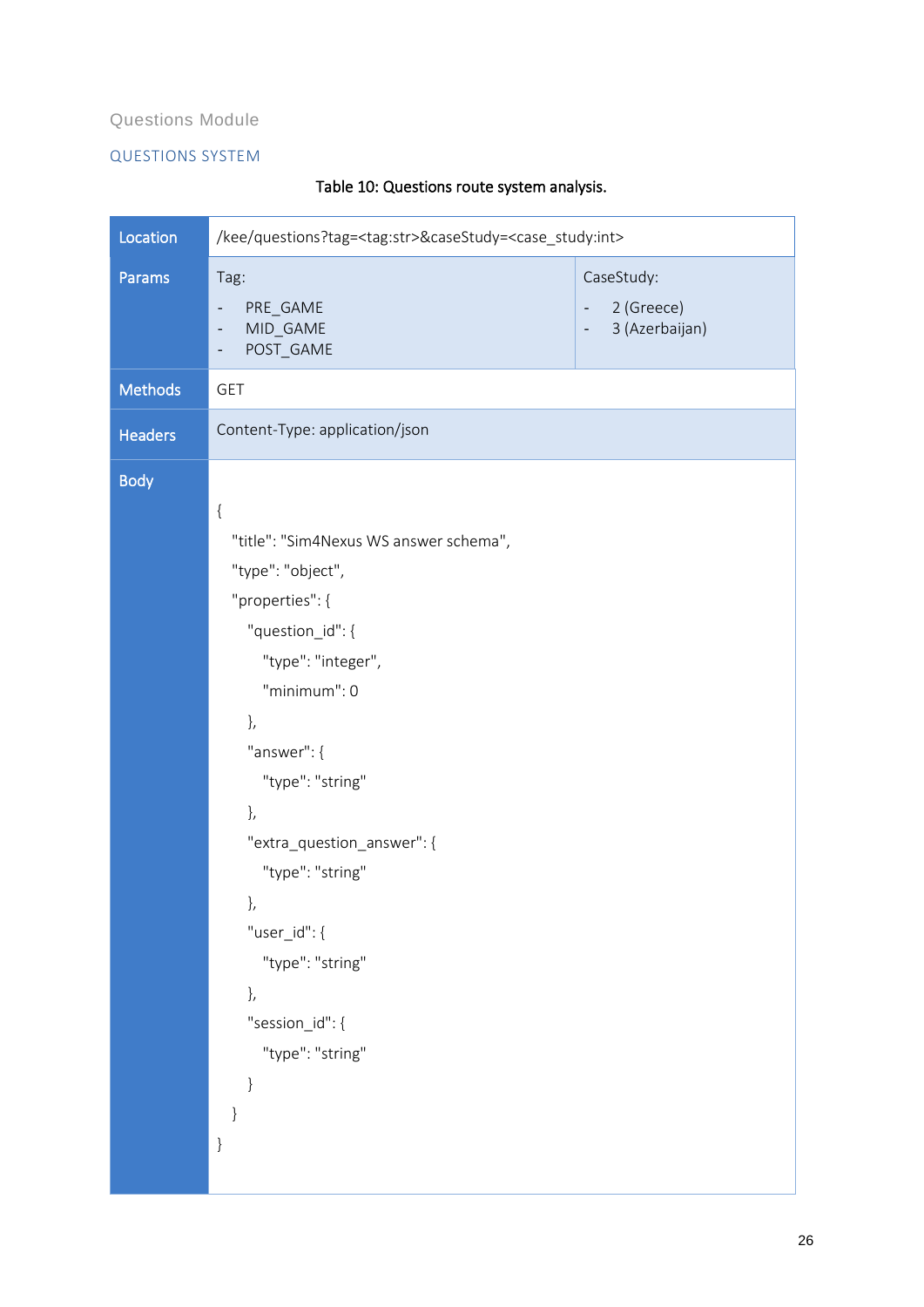## Questions Module

### QUESTIONS SYSTEM

Table 10: Questions route system analysis.

| | | |
|---|---|---|
| **Location** | /kee/questions?tag=<tag:str>&caseStudy=<case_study:int> | |
| **Params** | Tag:<br>- PRE_GAME<br>- MID_GAME<br>- POST_GAME | CaseStudy:<br>- 2 (Greece)<br>- 3 (Azerbaijan) |
| **Methods** | GET | |
| **Headers** | Content-Type: application/json | |
| **Body** | See below | |

```
{
  "title": "Sim4Nexus WS answer schema",
  "type": "object",
  "properties": {
    "question_id": {
      "type": "integer",
      "minimum": 0
    },
    "answer": {
      "type": "string"
    },
    "extra_question_answer": {
      "type": "string"
    },
    "user_id": {
      "type": "string"
    },
    "session_id": {
      "type": "string"
    }
  }
}
```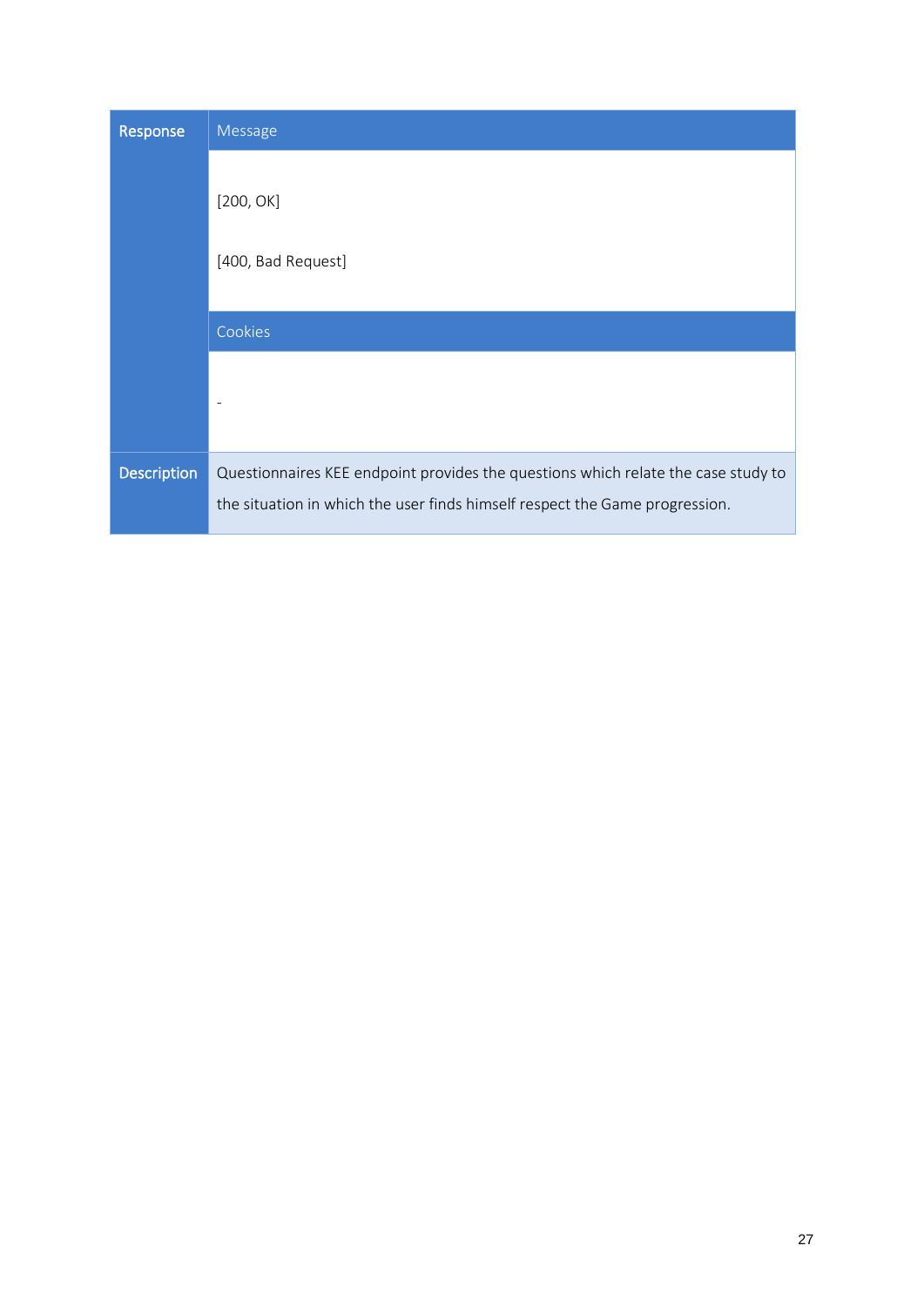| Response | Message |
|---|---|
| | [200, OK]<br><br>[400, Bad Request] |
| | Cookies |
| | - |
| Description | Questionnaires KEE endpoint provides the questions which relate the case study to the situation in which the user finds himself respect the Game progression. |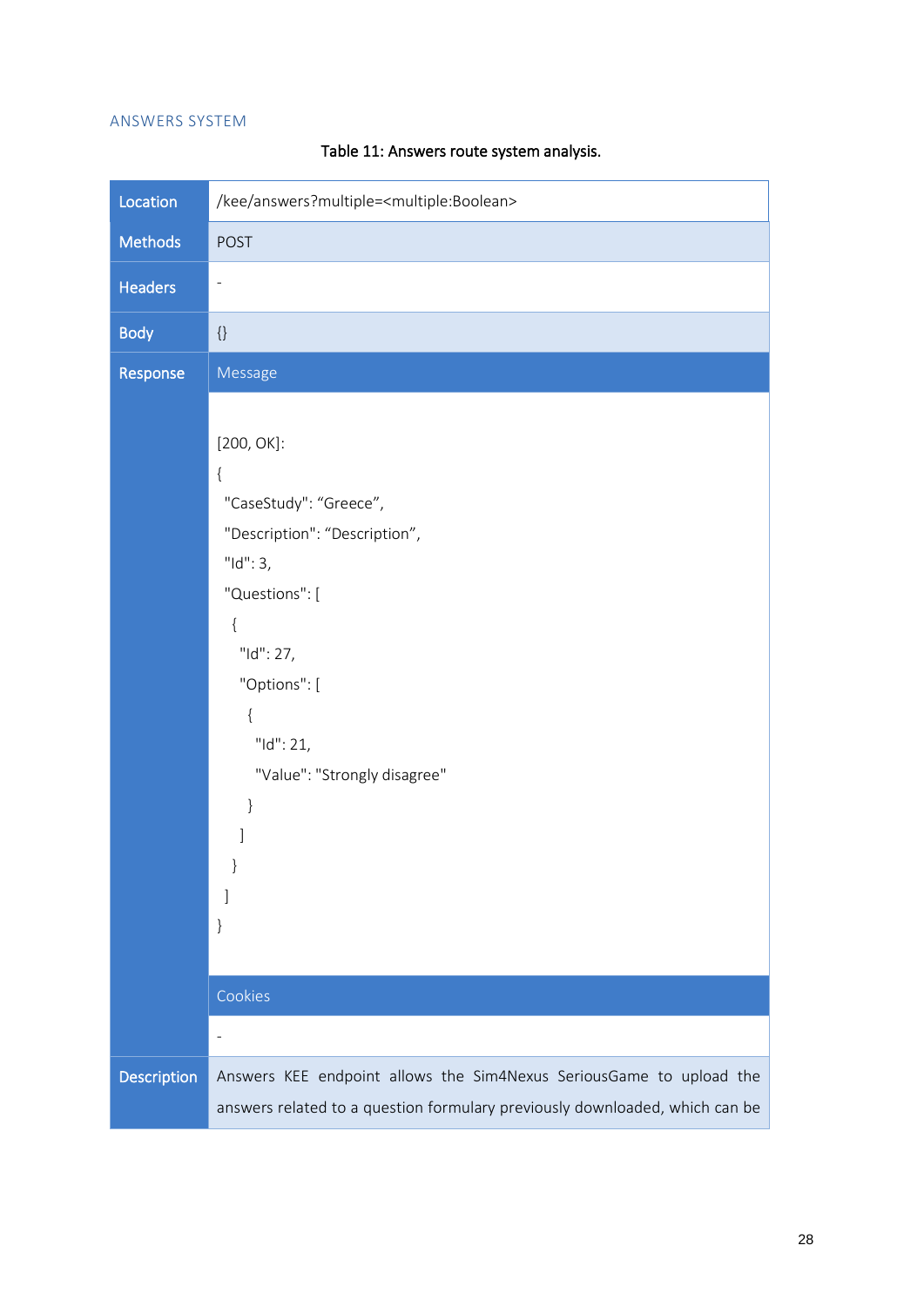### ANSWERS SYSTEM

Table 11: Answers route system analysis.

| Location | /kee/answers?multiple=<multiple:Boolean> |
|---|---|
| Methods | POST |
| Headers | - |
| Body | {} |
| Response | Message |
| | [200, OK]:<br>{<br>"CaseStudy": "Greece",<br>"Description": "Description",<br>"Id": 3,<br>"Questions": [<br>{<br>"Id": 27,<br>"Options": [<br>{<br>"Id": 21,<br>"Value": "Strongly disagree"<br>}<br>]<br>}<br>]<br>} |
| | Cookies |
| | - |
| Description | Answers KEE endpoint allows the Sim4Nexus SeriousGame to upload the answers related to a question formulary previously downloaded, which can be |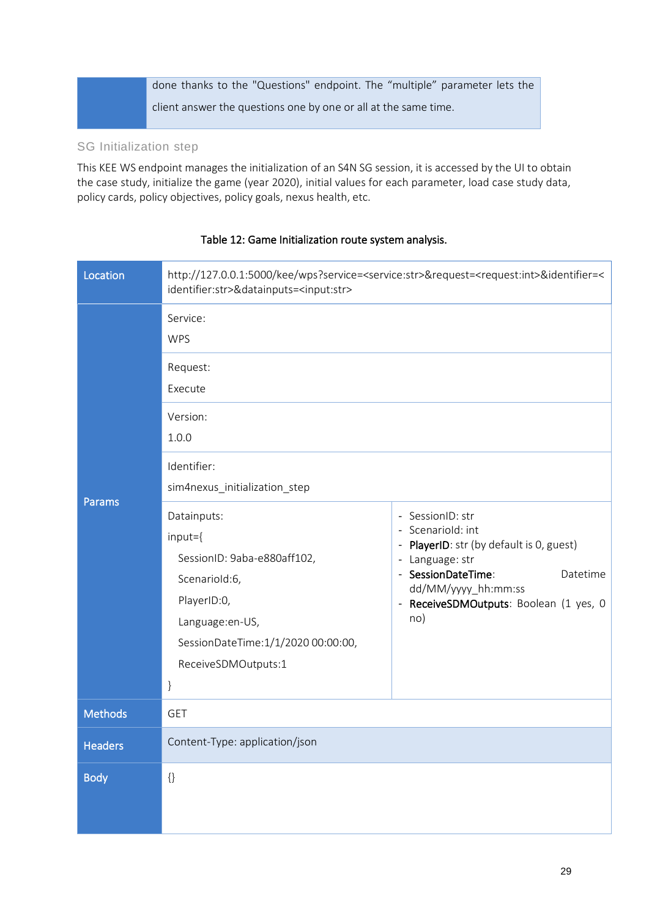| | done thanks to the "Questions" endpoint. The "multiple" parameter lets the client answer the questions one by one or all at the same time. |
|---|---|

### SG Initialization step

This KEE WS endpoint manages the initialization of an S4N SG session, it is accessed by the UI to obtain the case study, initialize the game (year 2020), initial values for each parameter, load case study data, policy cards, policy objectives, policy goals, nexus health, etc.

Table 12: Game Initialization route system analysis.

| | | |
|---|---|---|
| **Location** | http://127.0.0.1:5000/kee/wps?service=<service:str>&request=<request:int>&identifier=<identifier:str>&datainputs=<input:str> | |
| **Params** | Service:<br>WPS | |
| | Request:<br>Execute | |
| | Version:<br>1.0.0 | |
| | Identifier:<br>sim4nexus_initialization_step | |
| | Datainputs:<br>input={<br>SessionID: 9aba-e880aff102,<br>ScenarioId:6,<br>PlayerID:0,<br>Language:en-US,<br>SessionDateTime:1/1/2020 00:00:00,<br>ReceiveSDMOutputs:1<br>} | - SessionID: str<br>- ScenarioId: int<br>- **PlayerID**: str (by default is 0, guest)<br>- Language: str<br>- **SessionDateTime**: Datetime dd/MM/yyyy_hh:mm:ss<br>- **ReceiveSDMOutputs**: Boolean (1 yes, 0 no) |
| **Methods** | GET | |
| **Headers** | Content-Type: application/json | |
| **Body** | {} | |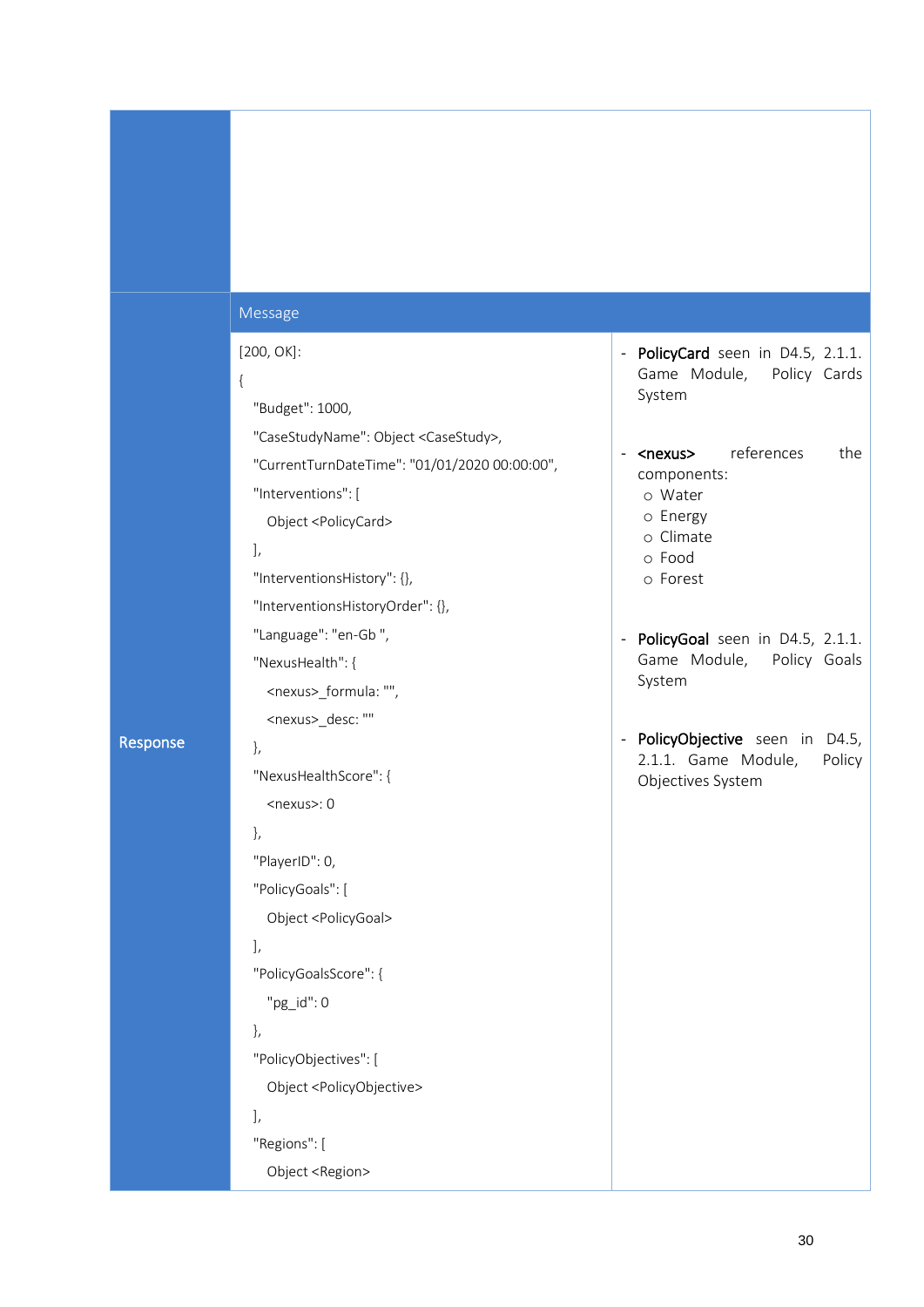| | | |
|---|---|---|
| | | |
| **Response** | Message | |
| | [200, OK]:<br>{<br>"Budget": 1000,<br>"CaseStudyName": Object <CaseStudy>,<br>"CurrentTurnDateTime": "01/01/2020 00:00:00",<br>"Interventions": [<br>Object <PolicyCard><br>],<br>"InterventionsHistory": {},<br>"InterventionsHistoryOrder": {},<br>"Language": "en-Gb ",<br>"NexusHealth": {<br><nexus>_formula: "",<br><nexus>_desc: ""<br>},<br>"NexusHealthScore": {<br><nexus>: 0<br>},<br>"PlayerID": 0,<br>"PolicyGoals": [<br>Object <PolicyGoal><br>],<br>"PolicyGoalsScore": {<br>"pg_id": 0<br>},<br>"PolicyObjectives": [<br>Object <PolicyObjective><br>],<br>"Regions": [<br>Object <Region> | - **PolicyCard** seen in D4.5, 2.1.1. Game Module, Policy Cards System<br><br>- **<nexus>** references the components:<br>o Water<br>o Energy<br>o Climate<br>o Food<br>o Forest<br><br>- **PolicyGoal** seen in D4.5, 2.1.1. Game Module, Policy Goals System<br><br>- **PolicyObjective** seen in D4.5, 2.1.1. Game Module, Policy Objectives System |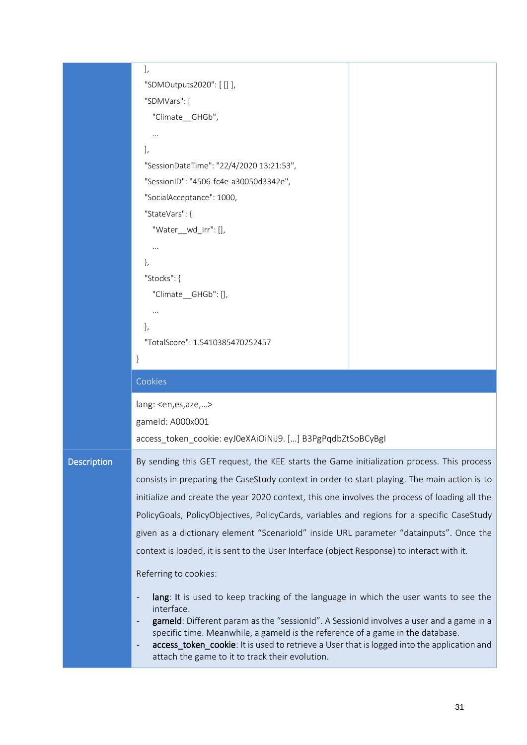|  |  |  |
|---|---|---|
|  | ```<br>  ],<br>  "SDMOutputs2020": [ [] ],<br>  "SDMVars": [<br>    "Climate__GHGb",<br>    ...<br>  ],<br>  "SessionDateTime": "22/4/2020 13:21:53",<br>  "SessionID": "4506-fc4e-a30050d3342e",<br>  "SocialAcceptance": 1000,<br>  "StateVars": {<br>    "Water__wd_Irr": [],<br>    ...<br>  },<br>  "Stocks": {<br>    "Climate__GHGb": [],<br>    ...<br>  },<br>  "TotalScore": 1.5410385470252457<br>}<br>``` |  |
|  | Cookies | |
|  | lang: <en,es,aze,…><br>gameId: A000x001<br>access_token_cookie: eyJ0eXAiOiNiJ9. […] B3PgPqdbZtSoBCyBgI | |
| **Description** | By sending this GET request, the KEE starts the Game initialization process. This process consists in preparing the CaseStudy context in order to start playing. The main action is to initialize and create the year 2020 context, this one involves the process of loading all the PolicyGoals, PolicyObjectives, PolicyCards, variables and regions for a specific CaseStudy given as a dictionary element "ScenarioId" inside URL parameter "datainputs". Once the context is loaded, it is sent to the User Interface (object Response) to interact with it.<br><br>Referring to cookies:<br><br>- **lang**: It is used to keep tracking of the language in which the user wants to see the interface.<br>- **gameId**: Different param as the "sessionId". A SessionId involves a user and a game in a specific time. Meanwhile, a gameId is the reference of a game in the database.<br>- **access_token_cookie**: It is used to retrieve a User that is logged into the application and attach the game to it to track their evolution. | |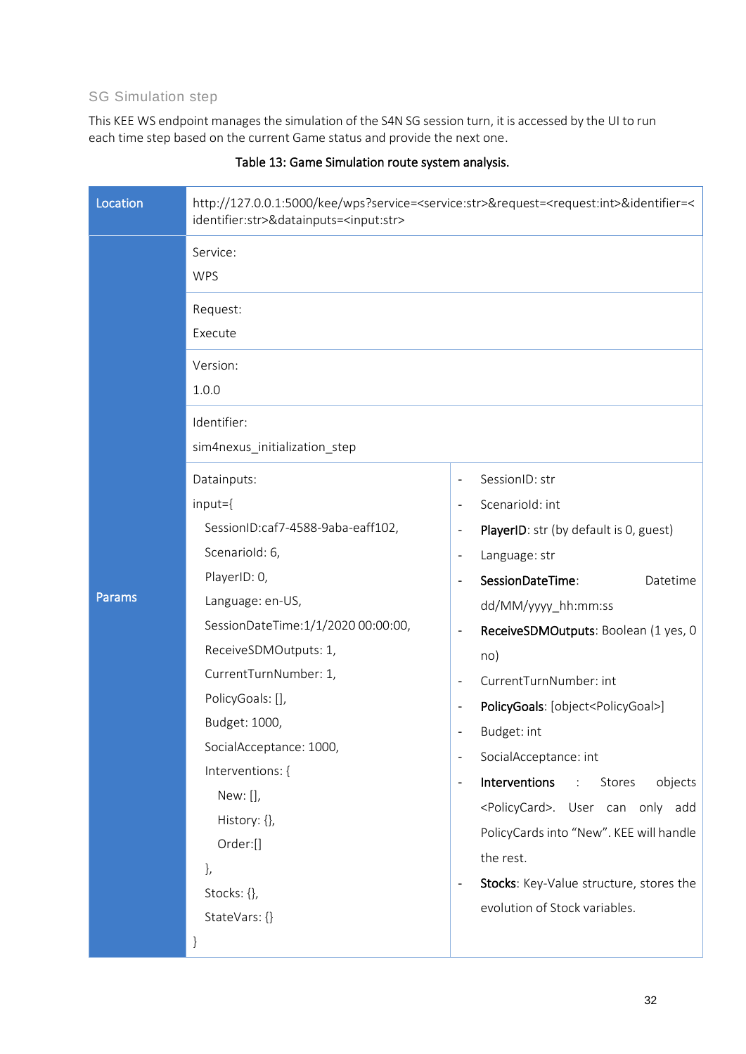### SG Simulation step

This KEE WS endpoint manages the simulation of the S4N SG session turn, it is accessed by the UI to run each time step based on the current Game status and provide the next one.

**Table 13: Game Simulation route system analysis.**

| Location | http://127.0.0.1:5000/kee/wps?service=<service:str>&request=<request:int>&identifier=<identifier:str>&datainputs=<input:str> | |
|---|---|---|
| Params | Service:<br>WPS | |
| | Request:<br>Execute | |
| | Version:<br>1.0.0 | |
| | Identifier:<br>sim4nexus_initialization_step | |
| | Datainputs:<br>input={<br>SessionID:caf7-4588-9aba-eaff102,<br>ScenarioId: 6,<br>PlayerID: 0,<br>Language: en-US,<br>SessionDateTime:1/1/2020 00:00:00,<br>ReceiveSDMOutputs: 1,<br>CurrentTurnNumber: 1,<br>PolicyGoals: [],<br>Budget: 1000,<br>SocialAcceptance: 1000,<br>Interventions: {<br>New: [],<br>History: {},<br>Order:[]<br>},<br>Stocks: {},<br>StateVars: {}<br>} | - SessionID: str<br>- ScenarioId: int<br>- **PlayerID**: str (by default is 0, guest)<br>- Language: str<br>- **SessionDateTime**: Datetime dd/MM/yyyy_hh:mm:ss<br>- **ReceiveSDMOutputs**: Boolean (1 yes, 0 no)<br>- CurrentTurnNumber: int<br>- **PolicyGoals**: [object<PolicyGoal>]<br>- Budget: int<br>- SocialAcceptance: int<br>- **Interventions** : Stores objects <PolicyCard>. User can only add PolicyCards into "New". KEE will handle the rest.<br>- **Stocks**: Key-Value structure, stores the evolution of Stock variables. |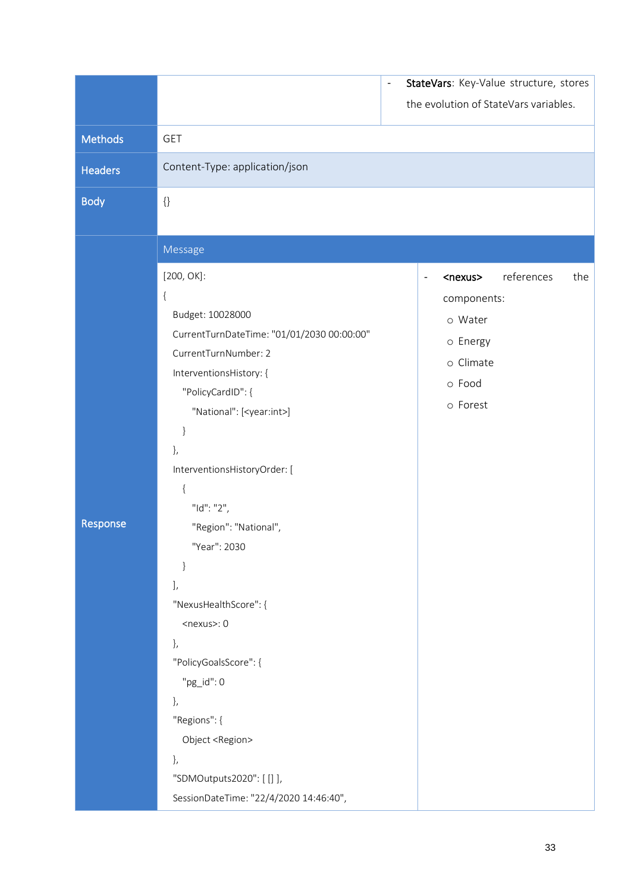| | | |
|---|---|---|
| | | - **StateVars**: Key-Value structure, stores the evolution of StateVars variables. |
| **Methods** | GET | |
| **Headers** | Content-Type: application/json | |
| **Body** | {} | |
| **Response** | Message | |
| | [200, OK]:<br>{<br>Budget: 10028000<br>CurrentTurnDateTime: "01/01/2030 00:00:00"<br>CurrentTurnNumber: 2<br>InterventionsHistory: {<br>"PolicyCardID": {<br>"National": [<year:int>]<br>}<br>},<br>InterventionsHistoryOrder: [<br>{<br>"Id": "2",<br>"Region": "National",<br>"Year": 2030<br>}<br>],<br>"NexusHealthScore": {<br><nexus>: 0<br>},<br>"PolicyGoalsScore": {<br>"pg_id": 0<br>},<br>"Regions": {<br>Object <Region><br>},<br>"SDMOutputs2020": [ [] ],<br>SessionDateTime: "22/4/2020 14:46:40", | - <nexus> references the components:<br>○ Water<br>○ Energy<br>○ Climate<br>○ Food<br>○ Forest |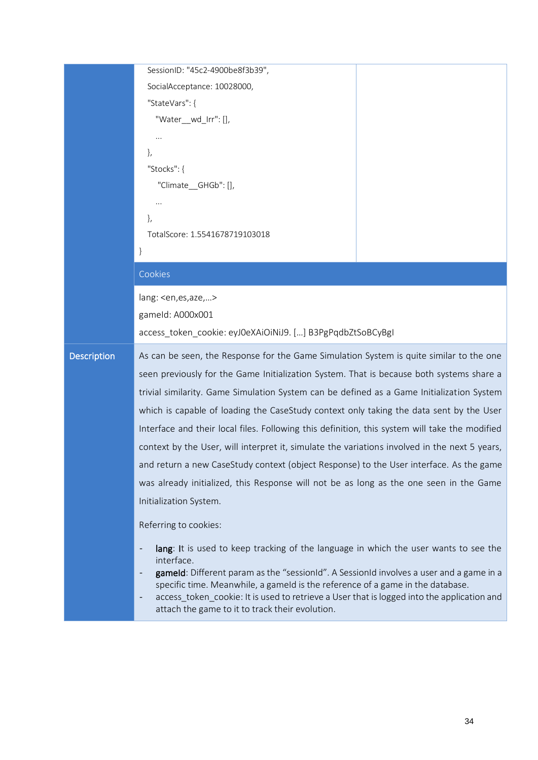| | | |
|---|---|---|
| | SessionID: "45c2-4900be8f3b39",<br>SocialAcceptance: 10028000,<br>"StateVars": {<br>"Water__wd_Irr": [],<br>...<br>},<br>"Stocks": {<br>"Climate__GHGb": [],<br>...<br>},<br>TotalScore: 1.5541678719103018<br>} | |
| | **Cookies** | |
| | lang: <en,es,aze,…><br>gameId: A000x001<br>access_token_cookie: eyJ0eXAiOiNiJ9. […] B3PgPqdbZtSoBCyBgI | |
| **Description** | As can be seen, the Response for the Game Simulation System is quite similar to the one seen previously for the Game Initialization System. That is because both systems share a trivial similarity. Game Simulation System can be defined as a Game Initialization System which is capable of loading the CaseStudy context only taking the data sent by the User Interface and their local files. Following this definition, this system will take the modified context by the User, will interpret it, simulate the variations involved in the next 5 years, and return a new CaseStudy context (object Response) to the User interface. As the game was already initialized, this Response will not be as long as the one seen in the Game Initialization System.<br><br>Referring to cookies:<br><br>- **lang**: It is used to keep tracking of the language in which the user wants to see the interface.<br>- **gameId**: Different param as the "sessionId". A SessionId involves a user and a game in a specific time. Meanwhile, a gameId is the reference of a game in the database.<br>- access_token_cookie: It is used to retrieve a User that is logged into the application and attach the game to it to track their evolution. | |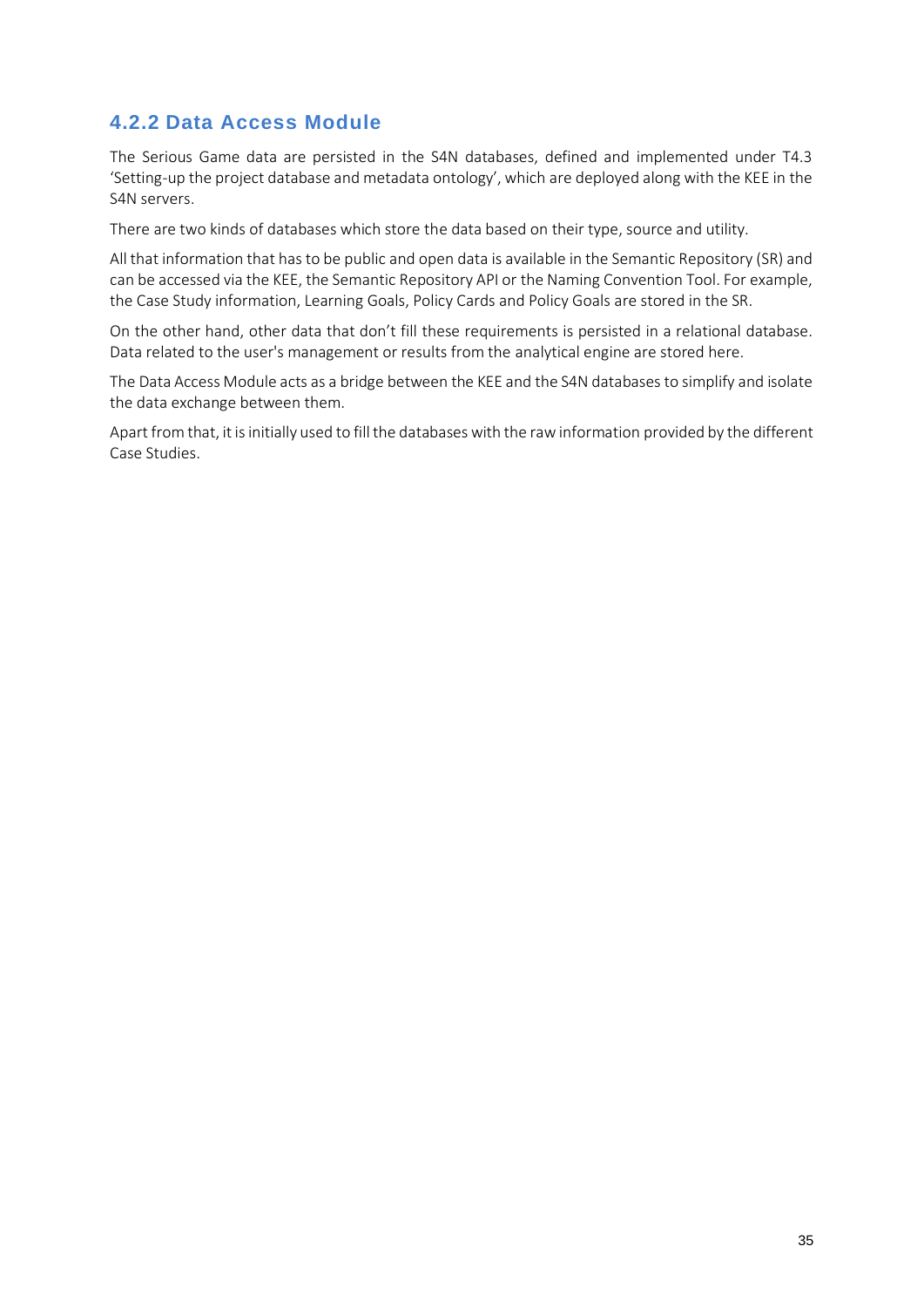### 4.2.2 Data Access Module

The Serious Game data are persisted in the S4N databases, defined and implemented under T4.3 'Setting-up the project database and metadata ontology', which are deployed along with the KEE in the S4N servers.

There are two kinds of databases which store the data based on their type, source and utility.

All that information that has to be public and open data is available in the Semantic Repository (SR) and can be accessed via the KEE, the Semantic Repository API or the Naming Convention Tool. For example, the Case Study information, Learning Goals, Policy Cards and Policy Goals are stored in the SR.

On the other hand, other data that don't fill these requirements is persisted in a relational database. Data related to the user's management or results from the analytical engine are stored here.

The Data Access Module acts as a bridge between the KEE and the S4N databases to simplify and isolate the data exchange between them.

Apart from that, it is initially used to fill the databases with the raw information provided by the different Case Studies.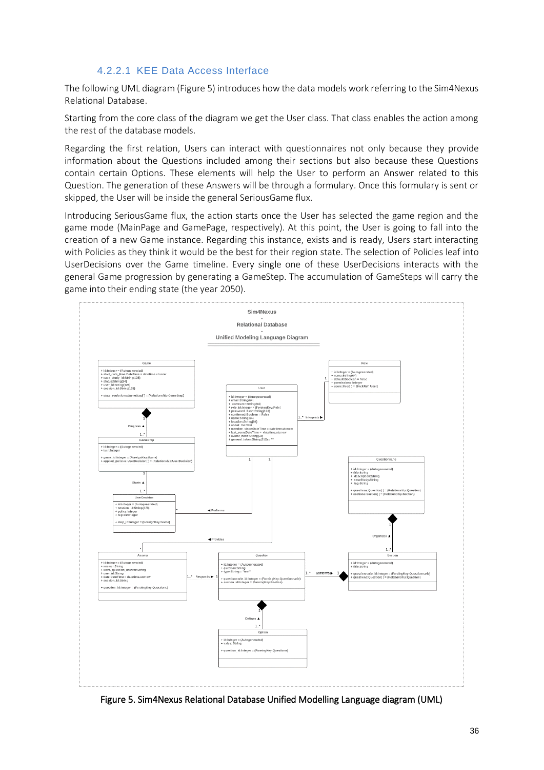#### 4.2.2.1 KEE Data Access Interface

The following UML diagram (Figure 5) introduces how the data models work referring to the Sim4Nexus Relational Database.

Starting from the core class of the diagram we get the User class. That class enables the action among the rest of the database models.

Regarding the first relation, Users can interact with questionnaires not only because they provide information about the Questions included among their sections but also because these Questions contain certain Options. These elements will help the User to perform an Answer related to this Question. The generation of these Answers will be through a formulary. Once this formulary is sent or skipped, the User will be inside the general SeriousGame flux.

Introducing SeriousGame flux, the action starts once the User has selected the game region and the game mode (MainPage and GamePage, respectively). At this point, the User is going to fall into the creation of a new Game instance. Regarding this instance, exists and is ready, Users start interacting with Policies as they think it would be the best for their region state. The selection of Policies leaf into UserDecisions over the Game timeline. Every single one of these UserDecisions interacts with the general Game progression by generating a GameStep. The accumulation of GameSteps will carry the game into their ending state (the year 2050).

Figure 5. Sim4Nexus Relational Database Unified Modelling Language diagram (UML)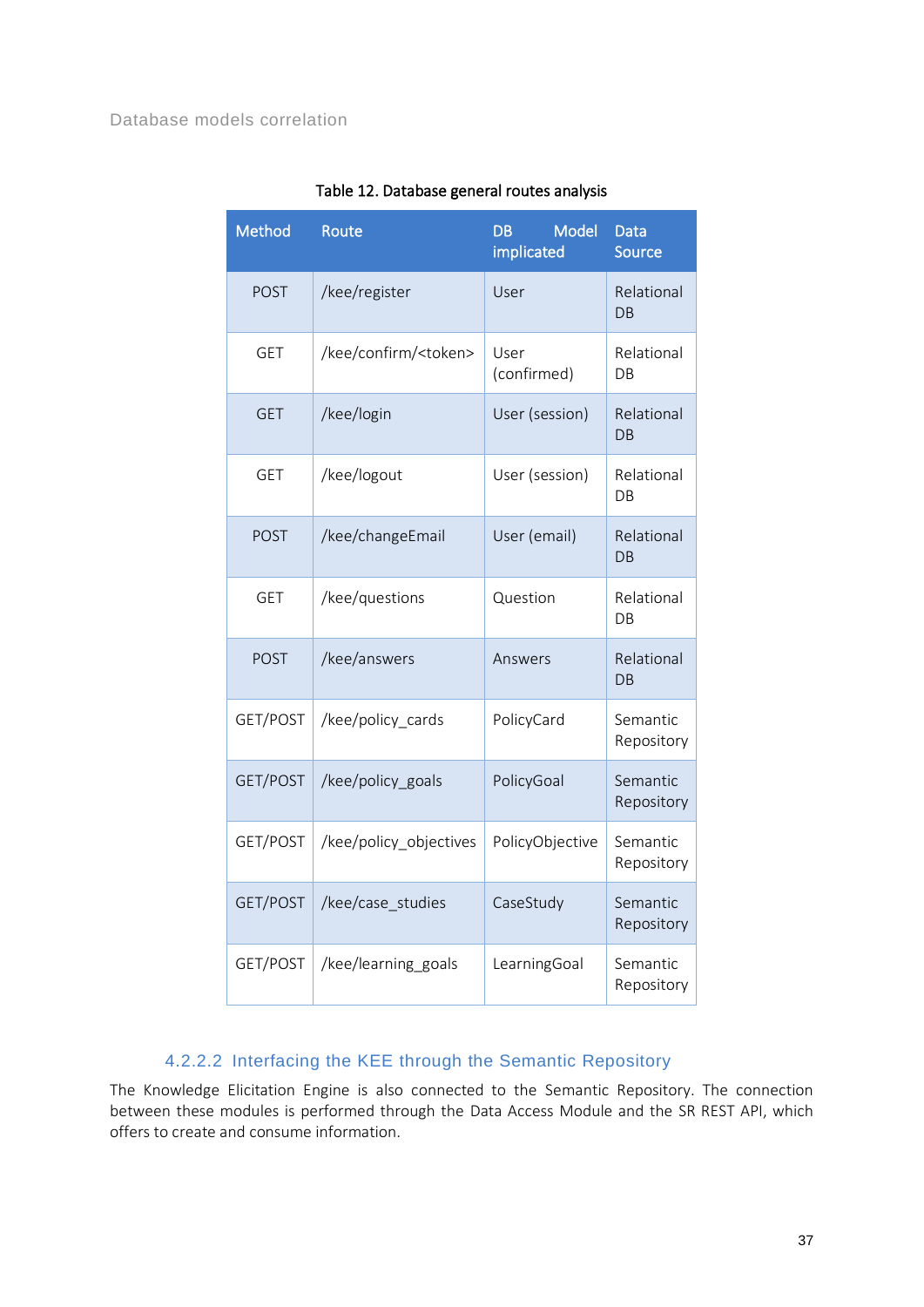Database models correlation

Table 12. Database general routes analysis

| Method | Route | DB Model implicated | Data Source |
|---|---|---|---|
| POST | /kee/register | User | Relational DB |
| GET | /kee/confirm/<token> | User (confirmed) | Relational DB |
| GET | /kee/login | User (session) | Relational DB |
| GET | /kee/logout | User (session) | Relational DB |
| POST | /kee/changeEmail | User (email) | Relational DB |
| GET | /kee/questions | Question | Relational DB |
| POST | /kee/answers | Answers | Relational DB |
| GET/POST | /kee/policy_cards | PolicyCard | Semantic Repository |
| GET/POST | /kee/policy_goals | PolicyGoal | Semantic Repository |
| GET/POST | /kee/policy_objectives | PolicyObjective | Semantic Repository |
| GET/POST | /kee/case_studies | CaseStudy | Semantic Repository |
| GET/POST | /kee/learning_goals | LearningGoal | Semantic Repository |

#### 4.2.2.2 Interfacing the KEE through the Semantic Repository

The Knowledge Elicitation Engine is also connected to the Semantic Repository. The connection between these modules is performed through the Data Access Module and the SR REST API, which offers to create and consume information.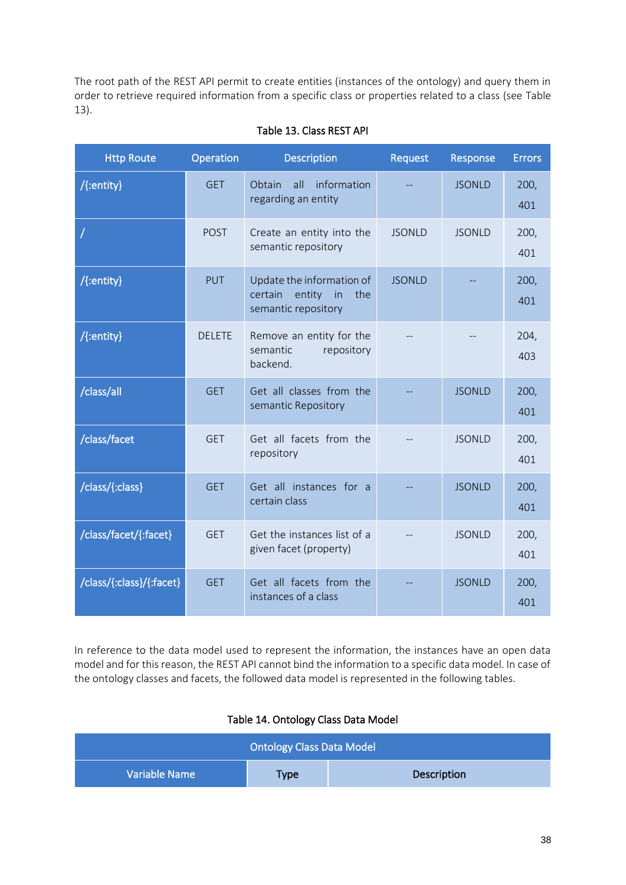The root path of the REST API permit to create entities (instances of the ontology) and query them in order to retrieve required information from a specific class or properties related to a class (see Table 13).

Table 13. Class REST API

| Http Route | Operation | Description | Request | Response | Errors |
|---|---|---|---|---|---|
| /{:entity} | GET | Obtain all information regarding an entity | -- | JSONLD | 200, 401 |
| / | POST | Create an entity into the semantic repository | JSONLD | JSONLD | 200, 401 |
| /{:entity} | PUT | Update the information of certain entity in the semantic repository | JSONLD | -- | 200, 401 |
| /{:entity} | DELETE | Remove an entity for the semantic repository backend. | -- | -- | 204, 403 |
| /class/all | GET | Get all classes from the semantic Repository | -- | JSONLD | 200, 401 |
| /class/facet | GET | Get all facets from the repository | -- | JSONLD | 200, 401 |
| /class/{:class} | GET | Get all instances for a certain class | -- | JSONLD | 200, 401 |
| /class/facet/{:facet} | GET | Get the instances list of a given facet (property) | -- | JSONLD | 200, 401 |
| /class/{:class}/{:facet} | GET | Get all facets from the instances of a class | -- | JSONLD | 200, 401 |

In reference to the data model used to represent the information, the instances have an open data model and for this reason, the REST API cannot bind the information to a specific data model. In case of the ontology classes and facets, the followed data model is represented in the following tables.

Table 14. Ontology Class Data Model

| Ontology Class Data Model | | |
|---|---|---|
| Variable Name | Type | Description |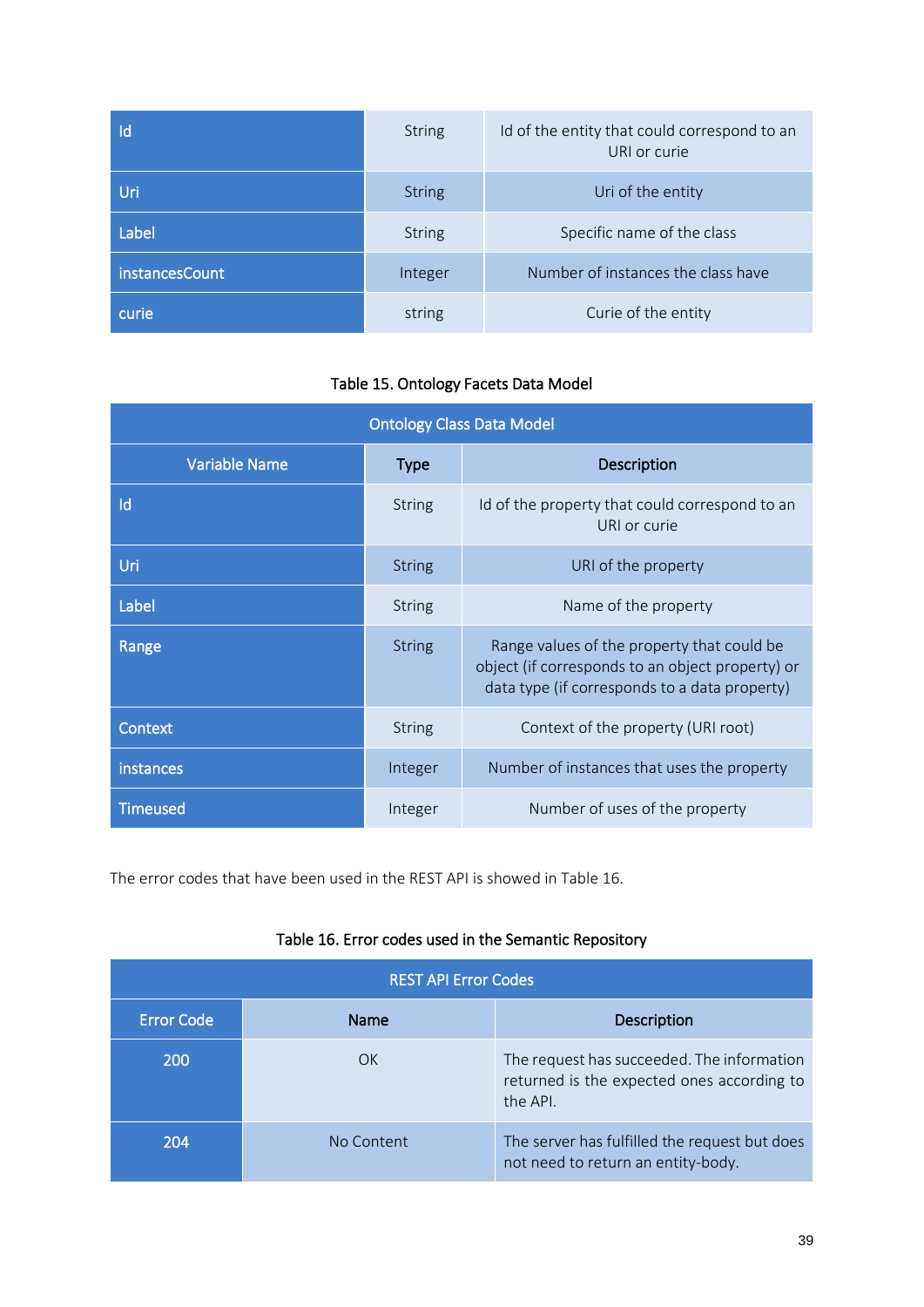| | | |
|---|---|---|
| Id | String | Id of the entity that could correspond to an URI or curie |
| Uri | String | Uri of the entity |
| Label | String | Specific name of the class |
| instancesCount | Integer | Number of instances the class have |
| curie | string | Curie of the entity |

Table 15. Ontology Facets Data Model

| Ontology Class Data Model | | |
|---|---|---|
| Variable Name | Type | Description |
| Id | String | Id of the property that could correspond to an URI or curie |
| Uri | String | URI of the property |
| Label | String | Name of the property |
| Range | String | Range values of the property that could be object (if corresponds to an object property) or data type (if corresponds to a data property) |
| Context | String | Context of the property (URI root) |
| instances | Integer | Number of instances that uses the property |
| Timeused | Integer | Number of uses of the property |

The error codes that have been used in the REST API is showed in Table 16.

Table 16. Error codes used in the Semantic Repository

| REST API Error Codes | | |
|---|---|---|
| Error Code | Name | Description |
| 200 | OK | The request has succeeded. The information returned is the expected ones according to the API. |
| 204 | No Content | The server has fulfilled the request but does not need to return an entity-body. |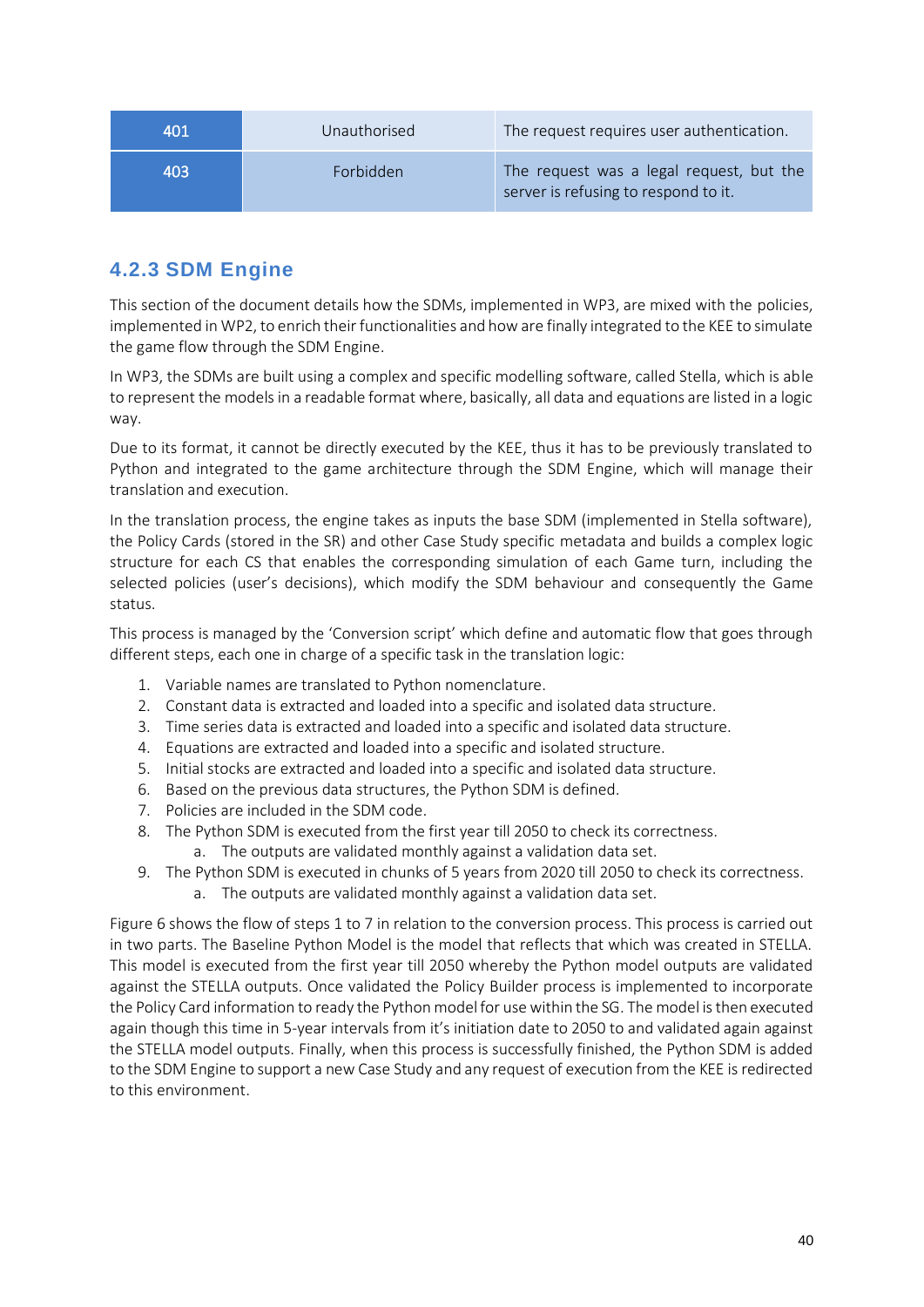| 401 | Unauthorised | The request requires user authentication. |
|---|---|---|
| 403 | Forbidden | The request was a legal request, but the server is refusing to respond to it. |

### 4.2.3 SDM Engine

This section of the document details how the SDMs, implemented in WP3, are mixed with the policies, implemented in WP2, to enrich their functionalities and how are finally integrated to the KEE to simulate the game flow through the SDM Engine.

In WP3, the SDMs are built using a complex and specific modelling software, called Stella, which is able to represent the models in a readable format where, basically, all data and equations are listed in a logic way.

Due to its format, it cannot be directly executed by the KEE, thus it has to be previously translated to Python and integrated to the game architecture through the SDM Engine, which will manage their translation and execution.

In the translation process, the engine takes as inputs the base SDM (implemented in Stella software), the Policy Cards (stored in the SR) and other Case Study specific metadata and builds a complex logic structure for each CS that enables the corresponding simulation of each Game turn, including the selected policies (user's decisions), which modify the SDM behaviour and consequently the Game status.

This process is managed by the 'Conversion script' which define and automatic flow that goes through different steps, each one in charge of a specific task in the translation logic:

1. Variable names are translated to Python nomenclature.
2. Constant data is extracted and loaded into a specific and isolated data structure.
3. Time series data is extracted and loaded into a specific and isolated data structure.
4. Equations are extracted and loaded into a specific and isolated structure.
5. Initial stocks are extracted and loaded into a specific and isolated data structure.
6. Based on the previous data structures, the Python SDM is defined.
7. Policies are included in the SDM code.
8. The Python SDM is executed from the first year till 2050 to check its correctness.
    a. The outputs are validated monthly against a validation data set.
9. The Python SDM is executed in chunks of 5 years from 2020 till 2050 to check its correctness.
    a. The outputs are validated monthly against a validation data set.

Figure 6 shows the flow of steps 1 to 7 in relation to the conversion process. This process is carried out in two parts. The Baseline Python Model is the model that reflects that which was created in STELLA. This model is executed from the first year till 2050 whereby the Python model outputs are validated against the STELLA outputs. Once validated the Policy Builder process is implemented to incorporate the Policy Card information to ready the Python model for use within the SG. The model is then executed again though this time in 5-year intervals from it's initiation date to 2050 to and validated again against the STELLA model outputs. Finally, when this process is successfully finished, the Python SDM is added to the SDM Engine to support a new Case Study and any request of execution from the KEE is redirected to this environment.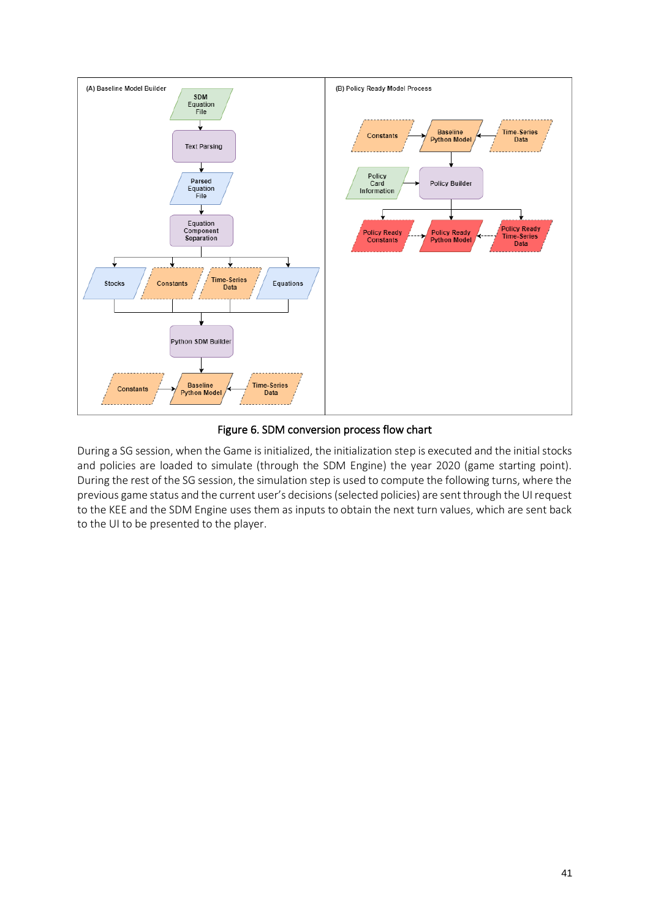Figure 6. SDM conversion process flow chart

During a SG session, when the Game is initialized, the initialization step is executed and the initial stocks and policies are loaded to simulate (through the SDM Engine) the year 2020 (game starting point). During the rest of the SG session, the simulation step is used to compute the following turns, where the previous game status and the current user's decisions (selected policies) are sent through the UI request to the KEE and the SDM Engine uses them as inputs to obtain the next turn values, which are sent back to the UI to be presented to the player.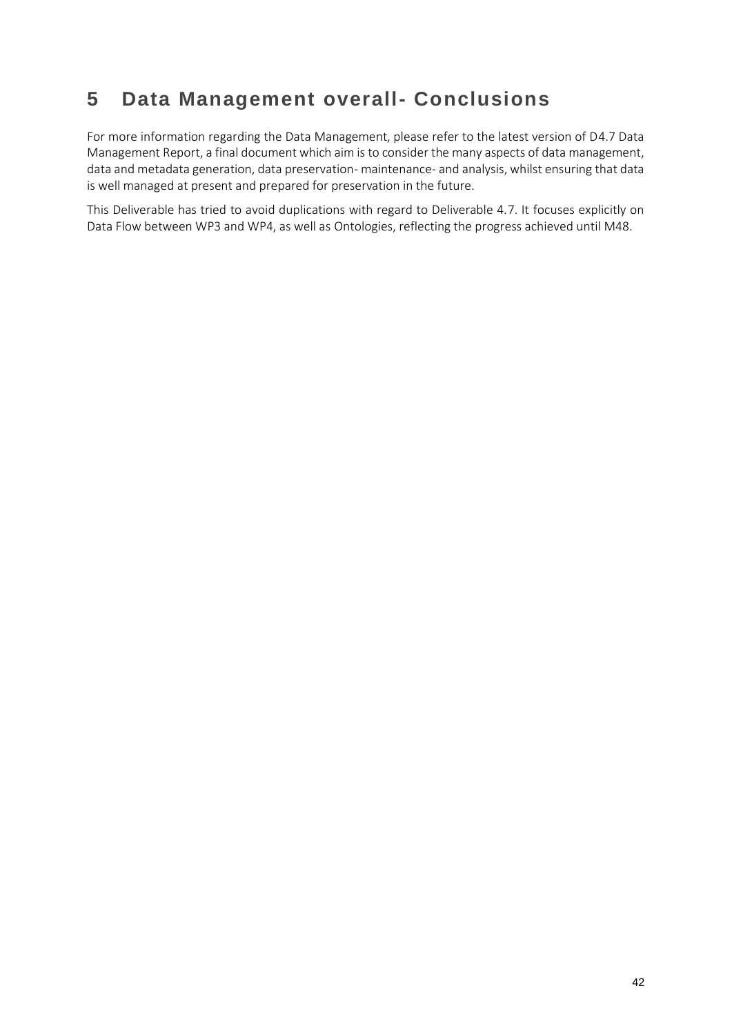# 5 Data Management overall- Conclusions

For more information regarding the Data Management, please refer to the latest version of D4.7 Data Management Report, a final document which aim is to consider the many aspects of data management, data and metadata generation, data preservation- maintenance- and analysis, whilst ensuring that data is well managed at present and prepared for preservation in the future.

This Deliverable has tried to avoid duplications with regard to Deliverable 4.7. It focuses explicitly on Data Flow between WP3 and WP4, as well as Ontologies, reflecting the progress achieved until M48.